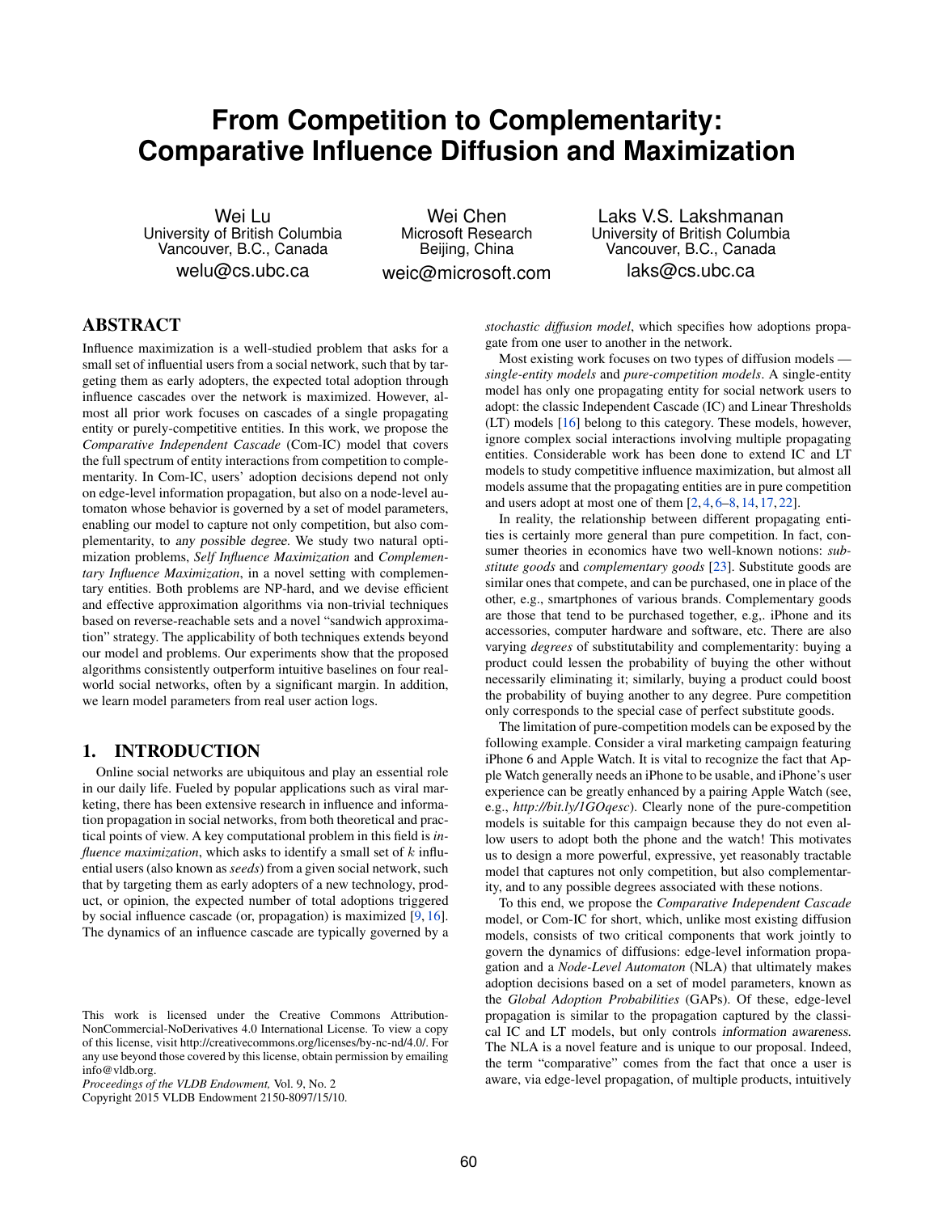// Reference numbers were superscripted in the source (per-instruction bracket form applied in the output below) //

# From Competition to Complementarity: Comparative Influence Diffusion and Maximization

Wei Lu
University of British Columbia
Vancouver, B.C., Canada
welu@cs.ubc.ca

Wei Chen
Microsoft Research
Beijing, China
weic@microsoft.com

Laks V.S. Lakshmanan
University of British Columbia
Vancouver, B.C., Canada
laks@cs.ubc.ca

## ABSTRACT

Influence maximization is a well-studied problem that asks for a small set of influential users from a social network, such that by targeting them as early adopters, the expected total adoption through influence cascades over the network is maximized. However, almost all prior work focuses on cascades of a single propagating entity or purely-competitive entities. In this work, we propose the *Comparative Independent Cascade* (Com-IC) model that covers the full spectrum of entity interactions from competition to complementarity. In Com-IC, users' adoption decisions depend not only on edge-level information propagation, but also on a node-level automaton whose behavior is governed by a set of model parameters, enabling our model to capture not only competition, but also complementarity, to *any possible degree*. We study two natural optimization problems, *Self Influence Maximization* and *Complementary Influence Maximization*, in a novel setting with complementary entities. Both problems are NP-hard, and we devise efficient and effective approximation algorithms via non-trivial techniques based on reverse-reachable sets and a novel "sandwich approximation" strategy. The applicability of both techniques extends beyond our model and problems. Our experiments show that the proposed algorithms consistently outperform intuitive baselines on four real-world social networks, often by a significant margin. In addition, we learn model parameters from real user action logs.

## 1. INTRODUCTION

Online social networks are ubiquitous and play an essential role in our daily life. Fueled by popular applications such as viral marketing, there has been extensive research in influence and information propagation in social networks, from both theoretical and practical points of view. A key computational problem in this field is *influence maximization*, which asks to identify a small set of $k$ influential users (also known as *seeds*) from a given social network, such that by targeting them as early adopters of a new technology, product, or opinion, the expected number of total adoptions triggered by social influence cascade (or, propagation) is maximized [9, 16]. The dynamics of an influence cascade are typically governed by a *stochastic diffusion model*, which specifies how adoptions propagate from one user to another in the network.

Most existing work focuses on two types of diffusion models — *single-entity models* and *pure-competition models*. A single-entity model has only one propagating entity for social network users to adopt: the classic Independent Cascade (IC) and Linear Thresholds (LT) models [16] belong to this category. These models, however, ignore complex social interactions involving multiple propagating entities. Considerable work has been done to extend IC and LT models to study competitive influence maximization, but almost all models assume that the propagating entities are in pure competition and users adopt at most one of them [2, 4, 6–8, 14, 17, 22].

In reality, the relationship between different propagating entities is certainly more general than pure competition. In fact, consumer theories in economics have two well-known notions: *substitute goods* and *complementary goods* [23]. Substitute goods are similar ones that compete, and can be purchased, one in place of the other, e.g., smartphones of various brands. Complementary goods are those that tend to be purchased together, e.g,. iPhone and its accessories, computer hardware and software, etc. There are also varying *degrees* of substitutability and complementarity: buying a product could lessen the probability of buying the other without necessarily eliminating it; similarly, buying a product could boost the probability of buying another to any degree. Pure competition only corresponds to the special case of perfect substitute goods.

The limitation of pure-competition models can be exposed by the following example. Consider a viral marketing campaign featuring iPhone 6 and Apple Watch. It is vital to recognize the fact that Apple Watch generally needs an iPhone to be usable, and iPhone's user experience can be greatly enhanced by a pairing Apple Watch (see, e.g., *http://bit.ly/1GOqesc*). Clearly none of the pure-competition models is suitable for this campaign because they do not even allow users to adopt both the phone and the watch! This motivates us to design a more powerful, expressive, yet reasonably tractable model that captures not only competition, but also complementarity, and to any possible degrees associated with these notions.

To this end, we propose the *Comparative Independent Cascade* model, or Com-IC for short, which, unlike most existing diffusion models, consists of two critical components that work jointly to govern the dynamics of diffusions: edge-level information propagation and a *Node-Level Automaton* (NLA) that ultimately makes adoption decisions based on a set of model parameters, known as the *Global Adoption Probabilities* (GAPs). Of these, edge-level propagation is similar to the propagation captured by the classical IC and LT models, but only controls *information awareness*. The NLA is a novel feature and is unique to our proposal. Indeed, the term "comparative" comes from the fact that once a user is aware, via edge-level propagation, of multiple products, intuitively

This work is licensed under the Creative Commons Attribution-NonCommercial-NoDerivatives 4.0 International License. To view a copy of this license, visit http://creativecommons.org/licenses/by-nc-nd/4.0/. For any use beyond those covered by this license, obtain permission by emailing info@vldb.org.
*Proceedings of the VLDB Endowment,* Vol. 9, No. 2
Copyright 2015 VLDB Endowment 2150-8097/15/10.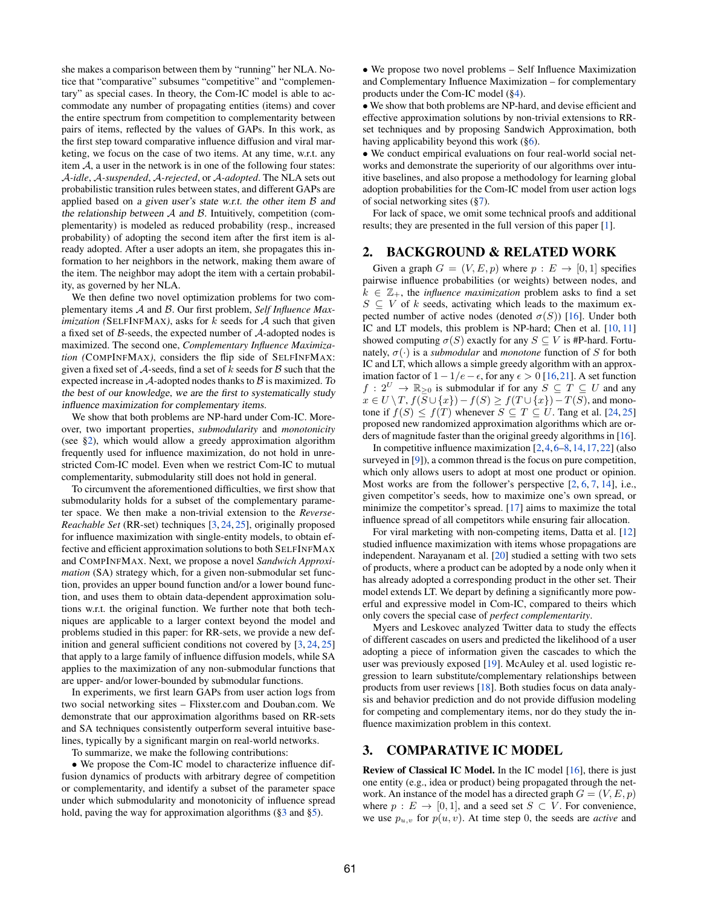she makes a comparison between them by "running" her NLA. Notice that "comparative" subsumes "competitive" and "complementary" as special cases. In theory, the Com-IC model is able to accommodate any number of propagating entities (items) and cover the entire spectrum from competition to complementarity between pairs of items, reflected by the values of GAPs. In this work, as the first step toward comparative influence diffusion and viral marketing, we focus on the case of two items. At any time, w.r.t. any item $\mathcal{A}$, a user in the network is in one of the following four states: $\mathcal{A}$-*idle*, $\mathcal{A}$-*suspended*, $\mathcal{A}$-*rejected*, or $\mathcal{A}$-*adopted*. The NLA sets out probabilistic transition rules between states, and different GAPs are applied based on *a given user's state w.r.t. the other item $\mathcal{B}$ and the relationship between $\mathcal{A}$ and $\mathcal{B}$*. Intuitively, competition (complementarity) is modeled as reduced probability (resp., increased probability) of adopting the second item after the first item is already adopted. After a user adopts an item, she propagates this information to her neighbors in the network, making them aware of the item. The neighbor may adopt the item with a certain probability, as governed by her NLA.

We then define two novel optimization problems for two complementary items $\mathcal{A}$ and $\mathcal{B}$. Our first problem, *Self Influence Maximization (*SELFINFMAX*)*, asks for $k$ seeds for $\mathcal{A}$ such that given a fixed set of $\mathcal{B}$-seeds, the expected number of $\mathcal{A}$-adopted nodes is maximized. The second one, *Complementary Influence Maximization (*COMPINFMAX*)*, considers the flip side of SELFINFMAX: given a fixed set of $\mathcal{A}$-seeds, find a set of $k$ seeds for $\mathcal{B}$ such that the expected increase in $\mathcal{A}$-adopted nodes thanks to $\mathcal{B}$ is maximized. *To the best of our knowledge, we are the first to systematically study influence maximization for complementary items.*

We show that both problems are NP-hard under Com-IC. Moreover, two important properties, *submodularity* and *monotonicity* (see §2), which would allow a greedy approximation algorithm frequently used for influence maximization, do not hold in unrestricted Com-IC model. Even when we restrict Com-IC to mutual complementarity, submodularity still does not hold in general.

To circumvent the aforementioned difficulties, we first show that submodularity holds for a subset of the complementary parameter space. We then make a non-trivial extension to the *Reverse-Reachable Set* (RR-set) techniques [3, 24, 25], originally proposed for influence maximization with single-entity models, to obtain effective and efficient approximation solutions to both SELFINFMAX and COMPINFMAX. Next, we propose a novel *Sandwich Approximation* (SA) strategy which, for a given non-submodular set function, provides an upper bound function and/or a lower bound function, and uses them to obtain data-dependent approximation solutions w.r.t. the original function. We further note that both techniques are applicable to a larger context beyond the model and problems studied in this paper: for RR-sets, we provide a new definition and general sufficient conditions not covered by [3, 24, 25] that apply to a large family of influence diffusion models, while SA applies to the maximization of any non-submodular functions that are upper- and/or lower-bounded by submodular functions.

In experiments, we first learn GAPs from user action logs from two social networking sites – Flixster.com and Douban.com. We demonstrate that our approximation algorithms based on RR-sets and SA techniques consistently outperform several intuitive baselines, typically by a significant margin on real-world networks.

To summarize, we make the following contributions:

- We propose the Com-IC model to characterize influence diffusion dynamics of products with arbitrary degree of competition or complementarity, and identify a subset of the parameter space under which submodularity and monotonicity of influence spread hold, paving the way for approximation algorithms (§3 and §5).
- We propose two novel problems – Self Influence Maximization and Complementary Influence Maximization – for complementary products under the Com-IC model (§4).
- We show that both problems are NP-hard, and devise efficient and effective approximation solutions by non-trivial extensions to RR-set techniques and by proposing Sandwich Approximation, both having applicability beyond this work (§6).
- We conduct empirical evaluations on four real-world social networks and demonstrate the superiority of our algorithms over intuitive baselines, and also propose a methodology for learning global adoption probabilities for the Com-IC model from user action logs of social networking sites (§7).

For lack of space, we omit some technical proofs and additional results; they are presented in the full version of this paper [1].

## 2. BACKGROUND & RELATED WORK

Given a graph $G = (V, E, p)$ where $p : E \to [0, 1]$ specifies pairwise influence probabilities (or weights) between nodes, and $k \in \mathbb{Z}_+$, the *influence maximization* problem asks to find a set $S \subseteq V$ of $k$ seeds, activating which leads to the maximum expected number of active nodes (denoted $\sigma(S)$) [16]. Under both IC and LT models, this problem is NP-hard; Chen et al. [10, 11] showed computing $\sigma(S)$ exactly for any $S \subseteq V$ is #P-hard. Fortunately, $\sigma(\cdot)$ is a *submodular* and *monotone* function of $S$ for both IC and LT, which allows a simple greedy algorithm with an approximation factor of $1 - 1/e - \epsilon$, for any $\epsilon > 0$ [16, 21]. A set function $f : 2^U \to \mathbb{R}_{\geq 0}$ is submodular if for any $S \subseteq T \subseteq U$ and any $x \in U \setminus T$, $f(S \cup \{x\}) - f(S) \geq f(T \cup \{x\}) - T(S)$, and monotone if $f(S) \leq f(T)$ whenever $S \subseteq T \subseteq U$. Tang et al. [24, 25] proposed new randomized approximation algorithms which are orders of magnitude faster than the original greedy algorithms in [16].

In competitive influence maximization [2, 4, 6–8, 14, 17, 22] (also surveyed in [9]), a common thread is the focus on pure competition, which only allows users to adopt at most one product or opinion. Most works are from the follower's perspective [2, 6, 7, 14], i.e., given competitor's seeds, how to maximize one's own spread, or minimize the competitor's spread. [17] aims to maximize the total influence spread of all competitors while ensuring fair allocation.

For viral marketing with non-competing items, Datta et al. [12] studied influence maximization with items whose propagations are independent. Narayanam et al. [20] studied a setting with two sets of products, where a product can be adopted by a node only when it has already adopted a corresponding product in the other set. Their model extends LT. We depart by defining a significantly more powerful and expressive model in Com-IC, compared to theirs which only covers the special case of *perfect complementarity*.

Myers and Leskovec analyzed Twitter data to study the effects of different cascades on users and predicted the likelihood of a user adopting a piece of information given the cascades to which the user was previously exposed [19]. McAuley et al. used logistic regression to learn substitute/complementary relationships between products from user reviews [18]. Both studies focus on data analysis and behavior prediction and do not provide diffusion modeling for competing and complementary items, nor do they study the influence maximization problem in this context.

## 3. COMPARATIVE IC MODEL

**Review of Classical IC Model.** In the IC model [16], there is just one entity (e.g., idea or product) being propagated through the network. An instance of the model has a directed graph $G = (V, E, p)$ where $p : E \to [0, 1]$, and a seed set $S \subset V$. For convenience, we use $p_{u,v}$ for $p(u, v)$. At time step 0, the seeds are *active* and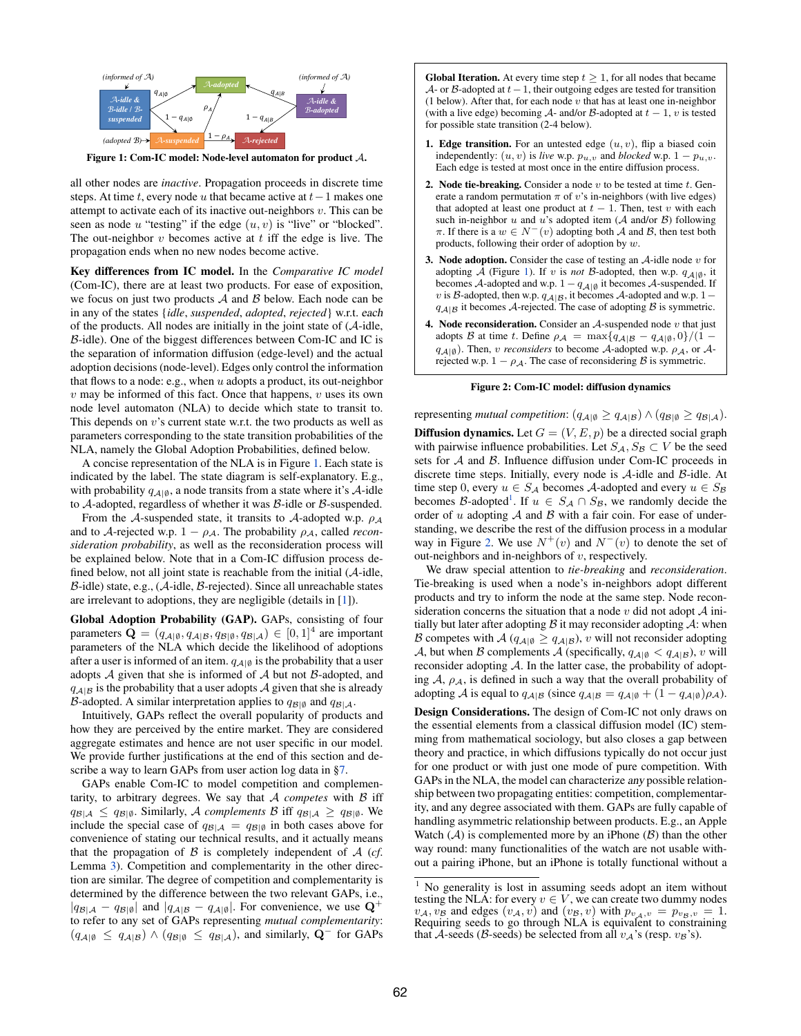Figure 1: Com-IC model: Node-level automaton for product $\mathcal{A}$.

all other nodes are *inactive*. Propagation proceeds in discrete time steps. At time $t$, every node $u$ that became active at $t-1$ makes one attempt to activate each of its inactive out-neighbors $v$. This can be seen as node $u$ "testing" if the edge $(u, v)$ is "live" or "blocked". The out-neighbor $v$ becomes active at $t$ iff the edge is live. The propagation ends when no new nodes become active.

**Key differences from IC model.** In the *Comparative IC model* (Com-IC), there are at least two products. For ease of exposition, we focus on just two products $\mathcal{A}$ and $\mathcal{B}$ below. Each node can be in any of the states $\{idle, suspended, adopted, rejected\}$ w.r.t. *each* of the products. All nodes are initially in the joint state of ($\mathcal{A}$-idle, $\mathcal{B}$-idle). One of the biggest differences between Com-IC and IC is the separation of information diffusion (edge-level) and the actual adoption decisions (node-level). Edges only control the information that flows to a node: e.g., when $u$ adopts a product, its out-neighbor $v$ may be informed of this fact. Once that happens, $v$ uses its own node level automaton (NLA) to decide which state to transit to. This depends on $v$'s current state w.r.t. the two products as well as parameters corresponding to the state transition probabilities of the NLA, namely the Global Adoption Probabilities, defined below.

A concise representation of the NLA is in Figure 1. Each state is indicated by the label. The state diagram is self-explanatory. E.g., with probability $q_{\mathcal{A}|\emptyset}$, a node transits from a state where it's $\mathcal{A}$-idle to $\mathcal{A}$-adopted, regardless of whether it was $\mathcal{B}$-idle or $\mathcal{B}$-suspended.

From the $\mathcal{A}$-suspended state, it transits to $\mathcal{A}$-adopted w.p. $\rho_{\mathcal{A}}$ and to $\mathcal{A}$-rejected w.p. $1 - \rho_{\mathcal{A}}$. The probability $\rho_{\mathcal{A}}$, called *reconsideration probability*, as well as the reconsideration process will be explained below. Note that in a Com-IC diffusion process defined below, not all joint state is reachable from the initial ($\mathcal{A}$-idle, $\mathcal{B}$-idle) state, e.g., ($\mathcal{A}$-idle, $\mathcal{B}$-rejected). Since all unreachable states are irrelevant to adoptions, they are negligible (details in [1]).

**Global Adoption Probability (GAP).** GAPs, consisting of four parameters $\mathbf{Q} = (q_{\mathcal{A}|\emptyset}, q_{\mathcal{A}|\mathcal{B}}, q_{\mathcal{B}|\emptyset}, q_{\mathcal{B}|\mathcal{A}}) \in [0, 1]^4$ are important parameters of the NLA which decide the likelihood of adoptions after a user is informed of an item. $q_{\mathcal{A}|\emptyset}$ is the probability that a user adopts $\mathcal{A}$ given that she is informed of $\mathcal{A}$ but not $\mathcal{B}$-adopted, and $q_{\mathcal{A}|\mathcal{B}}$ is the probability that a user adopts $\mathcal{A}$ given that she is already $\mathcal{B}$-adopted. A similar interpretation applies to $q_{\mathcal{B}|\emptyset}$ and $q_{\mathcal{B}|\mathcal{A}}$.

Intuitively, GAPs reflect the overall popularity of products and how they are perceived by the entire market. They are considered aggregate estimates and hence are not user specific in our model. We provide further justifications at the end of this section and describe a way to learn GAPs from user action log data in §7.

GAPs enable Com-IC to model competition and complementarity, to arbitrary degrees. We say that $\mathcal{A}$ *competes* with $\mathcal{B}$ iff $q_{\mathcal{B}|\mathcal{A}} \leq q_{\mathcal{B}|\emptyset}$. Similarly, $\mathcal{A}$ *complements* $\mathcal{B}$ iff $q_{\mathcal{B}|\mathcal{A}} \geq q_{\mathcal{B}|\emptyset}$. We include the special case of $q_{\mathcal{B}|\mathcal{A}} = q_{\mathcal{B}|\emptyset}$ in both cases above for convenience of stating our technical results, and it actually means that the propagation of $\mathcal{B}$ is completely independent of $\mathcal{A}$ (*cf.* Lemma 3). Competition and complementarity in the other direction are similar. The degree of competition and complementarity is determined by the difference between the two relevant GAPs, i.e., $|q_{\mathcal{B}|\mathcal{A}} - q_{\mathcal{B}|\emptyset}|$ and $|q_{\mathcal{A}|\mathcal{B}} - q_{\mathcal{A}|\emptyset}|$. For convenience, we use $\mathbf{Q}^+$ to refer to any set of GAPs representing *mutual complementarity*: $(q_{\mathcal{A}|\emptyset} \leq q_{\mathcal{A}|\mathcal{B}}) \wedge (q_{\mathcal{B}|\emptyset} \leq q_{\mathcal{B}|\mathcal{A}})$, and similarly, $\mathbf{Q}^-$ for GAPs representing *mutual competition*: $(q_{\mathcal{A}|\emptyset} \geq q_{\mathcal{A}|\mathcal{B}}) \wedge (q_{\mathcal{B}|\emptyset} \geq q_{\mathcal{B}|\mathcal{A}})$.

> **Global Iteration.** At every time step $t \geq 1$, for all nodes that became $\mathcal{A}$- or $\mathcal{B}$-adopted at $t-1$, their outgoing edges are tested for transition (1 below). After that, for each node $v$ that has at least one in-neighbor (with a live edge) becoming $\mathcal{A}$- and/or $\mathcal{B}$-adopted at $t-1$, $v$ is tested for possible state transition (2-4 below).
>
> 1. **Edge transition.** For an untested edge $(u, v)$, flip a biased coin independently: $(u, v)$ is *live* w.p. $p_{u,v}$ and *blocked* w.p. $1 - p_{u,v}$. Each edge is tested at most once in the entire diffusion process.
> 2. **Node tie-breaking.** Consider a node $v$ to be tested at time $t$. Generate a random permutation $\pi$ of $v$'s in-neighbors (with live edges) that adopted at least one product at $t-1$. Then, test $v$ with each such in-neighbor $u$ and $u$'s adopted item ($\mathcal{A}$ and/or $\mathcal{B}$) following $\pi$. If there is a $w \in N^-(v)$ adopting both $\mathcal{A}$ and $\mathcal{B}$, then test both products, following their order of adoption by $w$.
> 3. **Node adoption.** Consider the case of testing an $\mathcal{A}$-idle node $v$ for adopting $\mathcal{A}$ (Figure 1). If $v$ is *not* $\mathcal{B}$-adopted, then w.p. $q_{\mathcal{A}|\emptyset}$, it becomes $\mathcal{A}$-adopted and w.p. $1 - q_{\mathcal{A}|\emptyset}$ it becomes $\mathcal{A}$-suspended. If $v$ is $\mathcal{B}$-adopted, then w.p. $q_{\mathcal{A}|\mathcal{B}}$, it becomes $\mathcal{A}$-adopted and w.p. $1 - q_{\mathcal{A}|\mathcal{B}}$ it becomes $\mathcal{A}$-rejected. The case of adopting $\mathcal{B}$ is symmetric.
> 4. **Node reconsideration.** Consider an $\mathcal{A}$-suspended node $v$ that just adopts $\mathcal{B}$ at time $t$. Define $\rho_{\mathcal{A}} = \max\{q_{\mathcal{A}|\mathcal{B}} - q_{\mathcal{A}|\emptyset}, 0\}/(1 - q_{\mathcal{A}|\emptyset})$. Then, $v$ *reconsiders* to become $\mathcal{A}$-adopted w.p. $\rho_{\mathcal{A}}$, or $\mathcal{A}$-rejected w.p. $1 - \rho_{\mathcal{A}}$. The case of reconsidering $\mathcal{B}$ is symmetric.

Figure 2: Com-IC model: diffusion dynamics

**Diffusion dynamics.** Let $G = (V, E, p)$ be a directed social graph with pairwise influence probabilities. Let $S_{\mathcal{A}}, S_{\mathcal{B}} \subset V$ be the seed sets for $\mathcal{A}$ and $\mathcal{B}$. Influence diffusion under Com-IC proceeds in discrete time steps. Initially, every node is $\mathcal{A}$-idle and $\mathcal{B}$-idle. At time step 0, every $u \in S_{\mathcal{A}}$ becomes $\mathcal{A}$-adopted and every $u \in S_{\mathcal{B}}$ becomes $\mathcal{B}$-adopted[1]. If $u \in S_{\mathcal{A}} \cap S_{\mathcal{B}}$, we randomly decide the order of $u$ adopting $\mathcal{A}$ and $\mathcal{B}$ with a fair coin. For ease of understanding, we describe the rest of the diffusion process in a modular way in Figure 2. We use $N^+(v)$ and $N^-(v)$ to denote the set of out-neighbors and in-neighbors of $v$, respectively.

We draw special attention to *tie-breaking* and *reconsideration*. Tie-breaking is used when a node's in-neighbors adopt different products and try to inform the node at the same step. Node reconsideration concerns the situation that a node $v$ did not adopt $\mathcal{A}$ initially but later after adopting $\mathcal{B}$ it may reconsider adopting $\mathcal{A}$: when $\mathcal{B}$ competes with $\mathcal{A}$ ($q_{\mathcal{A}|\emptyset} \geq q_{\mathcal{A}|\mathcal{B}}$), $v$ will not reconsider adopting $\mathcal{A}$, but when $\mathcal{B}$ complements $\mathcal{A}$ (specifically, $q_{\mathcal{A}|\emptyset} < q_{\mathcal{A}|\mathcal{B}}$), $v$ will reconsider adopting $\mathcal{A}$. In the latter case, the probability of adopting $\mathcal{A}$, $\rho_{\mathcal{A}}$, is defined in such a way that the overall probability of adopting $\mathcal{A}$ is equal to $q_{\mathcal{A}|\mathcal{B}}$ (since $q_{\mathcal{A}|\mathcal{B}} = q_{\mathcal{A}|\emptyset} + (1 - q_{\mathcal{A}|\emptyset})\rho_{\mathcal{A}}$).

**Design Considerations.** The design of Com-IC not only draws on the essential elements from a classical diffusion model (IC) stemming from mathematical sociology, but also closes a gap between theory and practice, in which diffusions typically do not occur just for one product or with just one mode of pure competition. With GAPs in the NLA, the model can characterize *any* possible relationship between two propagating entities: competition, complementarity, and any degree associated with them. GAPs are fully capable of handling asymmetric relationship between products. E.g., an Apple Watch ($\mathcal{A}$) is complemented more by an iPhone ($\mathcal{B}$) than the other way round: many functionalities of the watch are not usable without a pairing iPhone, but an iPhone is totally functional without a

[1] No generality is lost in assuming seeds adopt an item without testing the NLA: for every $v \in V$, we can create two dummy nodes $v_{\mathcal{A}}, v_{\mathcal{B}}$ and edges $(v_{\mathcal{A}}, v)$ and $(v_{\mathcal{B}}, v)$ with $p_{v_{\mathcal{A}},v} = p_{v_{\mathcal{B}},v} = 1$. Requiring seeds to go through NLA is equivalent to constraining that $\mathcal{A}$-seeds ($\mathcal{B}$-seeds) be selected from all $v_{\mathcal{A}}$'s (resp. $v_{\mathcal{B}}$'s).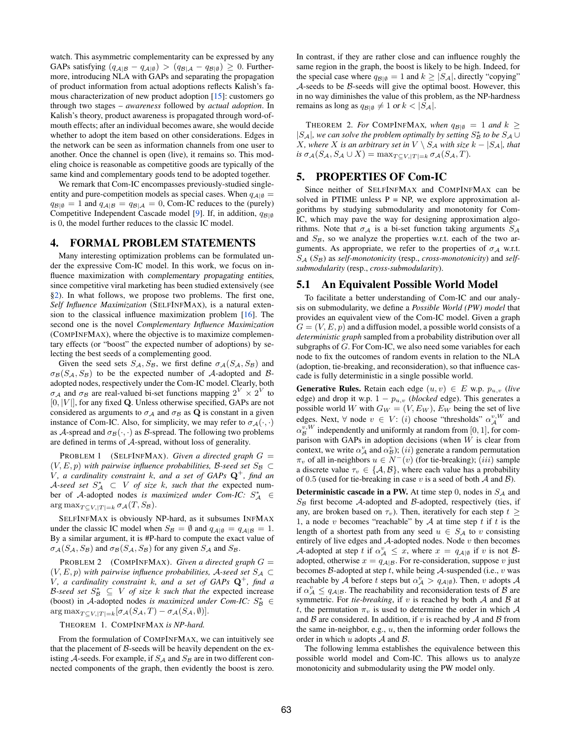watch. This asymmetric complementarity can be expressed by any GAPs satisfying $(q_{\mathcal{A}|\mathcal{B}} - q_{\mathcal{A}|\emptyset}) > (q_{\mathcal{B}|\mathcal{A}} - q_{\mathcal{B}|\emptyset}) \geq 0$. Furthermore, introducing NLA with GAPs and separating the propagation of product information from actual adoptions reflects Kalish's famous characterization of new product adoption [15]: customers go through two stages – *awareness* followed by *actual adoption*. In Kalish's theory, product awareness is propagated through word-of-mouth effects; after an individual becomes aware, she would decide whether to adopt the item based on other considerations. Edges in the network can be seen as information channels from one user to another. Once the channel is open (live), it remains so. This modeling choice is reasonable as competitive goods are typically of the same kind and complementary goods tend to be adopted together.

We remark that Com-IC encompasses previously-studied single-entity and pure-competition models as special cases. When $q_{\mathcal{A}|\emptyset} = q_{\mathcal{B}|\emptyset} = 1$ and $q_{\mathcal{A}|\mathcal{B}} = q_{\mathcal{B}|\mathcal{A}} = 0$, Com-IC reduces to the (purely) Competitive Independent Cascade model [9]. If, in addition, $q_{\mathcal{B}|\emptyset}$ is 0, the model further reduces to the classic IC model.

## 4. FORMAL PROBLEM STATEMENTS

Many interesting optimization problems can be formulated under the expressive Com-IC model. In this work, we focus on influence maximization with complementary propagating entities, since competitive viral marketing has been studied extensively (see §2). In what follows, we propose two problems. The first one, *Self Influence Maximization* (SELFINFMAX), is a natural extension to the classical influence maximization problem [16]. The second one is the novel *Complementary Influence Maximization* (COMPINFMAX), where the objective is to maximize complementary effects (or "boost" the expected number of adoptions) by selecting the best seeds of a complementing good.

Given the seed sets $S_{\mathcal{A}}, S_{\mathcal{B}}$, we first define $\sigma_{\mathcal{A}}(S_{\mathcal{A}}, S_{\mathcal{B}})$ and $\sigma_{\mathcal{B}}(S_{\mathcal{A}}, S_{\mathcal{B}})$ to be the expected number of $\mathcal{A}$-adopted and $\mathcal{B}$-adopted nodes, respectively under the Com-IC model. Clearly, both $\sigma_{\mathcal{A}}$ and $\sigma_{\mathcal{B}}$ are real-valued bi-set functions mapping $2^V \times 2^V$ to $[0, |V|]$, for any fixed $\mathbf{Q}$. Unless otherwise specified, GAPs are not considered as arguments to $\sigma_{\mathcal{A}}$ and $\sigma_{\mathcal{B}}$ as $\mathbf{Q}$ is constant in a given instance of Com-IC. Also, for simplicity, we may refer to $\sigma_{\mathcal{A}}(\cdot, \cdot)$ as $\mathcal{A}$-spread and $\sigma_{\mathcal{B}}(\cdot, \cdot)$ as $\mathcal{B}$-spread. The following two problems are defined in terms of $\mathcal{A}$-spread, without loss of generality.

PROBLEM 1 (SELFINFMAX). *Given a directed graph $G = (V, E, p)$ with pairwise influence probabilities, $\mathcal{B}$-seed set $S_{\mathcal{B}} \subset V$, a cardinality constraint $k$, and a set of GAPs $\mathbf{Q}^+$, find an $\mathcal{A}$-seed set $S^*_{\mathcal{A}} \subset V$ of size $k$, such that the* expected number of $\mathcal{A}$-adopted nodes *is maximized under Com-IC: $S^*_{\mathcal{A}} \in \arg\max_{T \subseteq V, |T|=k} \sigma_{\mathcal{A}}(T, S_{\mathcal{B}})$.*

SELFINFMAX is obviously NP-hard, as it subsumes INFMAX under the classic IC model when $S_{\mathcal{B}} = \emptyset$ and $q_{\mathcal{A}|\emptyset} = q_{\mathcal{A}|\mathcal{B}} = 1$. By a similar argument, it is #P-hard to compute the exact value of $\sigma_{\mathcal{A}}(S_{\mathcal{A}}, S_{\mathcal{B}})$ and $\sigma_{\mathcal{B}}(S_{\mathcal{A}}, S_{\mathcal{B}})$ for any given $S_{\mathcal{A}}$ and $S_{\mathcal{B}}$.

PROBLEM 2 (COMPINFMAX). *Given a directed graph $G = (V, E, p)$ with pairwise influence probabilities, $\mathcal{A}$-seed set $S_{\mathcal{A}} \subset V$, a cardinality constraint $k$, and a set of GAPs $\mathbf{Q}^+$, find a $\mathcal{B}$-seed set $S^*_{\mathcal{B}} \subseteq V$ of size $k$ such that the* expected increase (boost) in $\mathcal{A}$-adopted nodes *is maximized under Com-IC: $S^*_{\mathcal{B}} \in \arg\max_{T \subseteq V, |T|=k} [\sigma_{\mathcal{A}}(S_{\mathcal{A}}, T) - \sigma_{\mathcal{A}}(S_{\mathcal{A}}, \emptyset)]$.*

THEOREM 1. *COMPINFMAX is NP-hard.*

From the formulation of COMPINFMAX, we can intuitively see that the placement of $\mathcal{B}$-seeds will be heavily dependent on the existing $\mathcal{A}$-seeds. For example, if $S_{\mathcal{A}}$ and $S_{\mathcal{B}}$ are in two different connected components of the graph, then evidently the boost is zero. In contrast, if they are rather close and can influence roughly the same region in the graph, the boost is likely to be high. Indeed, for the special case where $q_{\mathcal{B}|\emptyset} = 1$ and $k \geq |S_{\mathcal{A}}|$, directly "copying" $\mathcal{A}$-seeds to be $\mathcal{B}$-seeds will give the optimal boost. However, this in no way diminishes the value of this problem, as the NP-hardness remains as long as $q_{\mathcal{B}|\emptyset} \neq 1$ or $k < |S_{\mathcal{A}}|$.

THEOREM 2. *For COMPINFMAX, when $q_{\mathcal{B}|\emptyset} = 1$ and $k \geq |S_{\mathcal{A}}|$, we can solve the problem optimally by setting $S^*_{\mathcal{B}}$ to be $S_{\mathcal{A}} \cup X$, where $X$ is an arbitrary set in $V \setminus S_{\mathcal{A}}$ with size $k - |S_{\mathcal{A}}|$, that is $\sigma_{\mathcal{A}}(S_{\mathcal{A}}, S_{\mathcal{A}} \cup X) = \max_{T \subseteq V, |T|=k} \sigma_{\mathcal{A}}(S_{\mathcal{A}}, T)$.*

## 5. PROPERTIES OF Com-IC

Since neither of SELFINFMAX and COMPINFMAX can be solved in PTIME unless P = NP, we explore approximation algorithms by studying submodularity and monotonicity for Com-IC, which may pave the way for designing approximation algorithms. Note that $\sigma_{\mathcal{A}}$ is a bi-set function taking arguments $S_{\mathcal{A}}$ and $S_{\mathcal{B}}$, so we analyze the properties w.r.t. each of the two arguments. As appropriate, we refer to the properties of $\sigma_{\mathcal{A}}$ w.r.t. $S_{\mathcal{A}}$ ($S_{\mathcal{B}}$) as *self-monotonicity* (resp., *cross-monotonicity*) and *self-submodularity* (resp., *cross-submodularity*).

### 5.1 An Equivalent Possible World Model

To facilitate a better understanding of Com-IC and our analysis on submodularity, we define a *Possible World (PW) model* that provides an equivalent view of the Com-IC model. Given a graph $G = (V, E, p)$ and a diffusion model, a possible world consists of a *deterministic graph* sampled from a probability distribution over all subgraphs of $G$. For Com-IC, we also need some variables for each node to fix the outcomes of random events in relation to the NLA (adoption, tie-breaking, and reconsideration), so that influence cascade is fully deterministic in a single possible world.

**Generative Rules.** Retain each edge $(u, v) \in E$ w.p. $p_{u,v}$ (*live* edge) and drop it w.p. $1 - p_{u,v}$ (*blocked* edge). This generates a possible world $W$ with $G_W = (V, E_W)$, $E_W$ being the set of live edges. Next, $\forall$ node $v \in V$: $(i)$ choose "thresholds" $\alpha^{v,W}_{\mathcal{A}}$ and $\alpha^{v,W}_{\mathcal{B}}$ independently and uniformly at random from $[0, 1]$, for comparison with GAPs in adoption decisions (when $W$ is clear from context, we write $\alpha^v_{\mathcal{A}}$ and $\alpha^v_{\mathcal{B}}$); $(ii)$ generate a random permutation $\pi_v$ of all in-neighbors $u \in N^-(v)$ (for tie-breaking); $(iii)$ sample a discrete value $\tau_v \in \{\mathcal{A}, \mathcal{B}\}$, where each value has a probability of 0.5 (used for tie-breaking in case $v$ is a seed of both $\mathcal{A}$ and $\mathcal{B}$).

**Deterministic cascade in a PW.** At time step 0, nodes in $S_{\mathcal{A}}$ and $S_{\mathcal{B}}$ first become $\mathcal{A}$-adopted and $\mathcal{B}$-adopted, respectively (ties, if any, are broken based on $\tau_v$). Then, iteratively for each step $t \geq 1$, a node $v$ becomes "reachable" by $\mathcal{A}$ at time step $t$ if $t$ is the length of a shortest path from any seed $u \in S_{\mathcal{A}}$ to $v$ consisting entirely of live edges and $\mathcal{A}$-adopted nodes. Node $v$ then becomes $\mathcal{A}$-adopted at step $t$ if $\alpha^v_{\mathcal{A}} \leq x$, where $x = q_{\mathcal{A}|\emptyset}$ if $v$ is not $\mathcal{B}$-adopted, otherwise $x = q_{\mathcal{A}|\mathcal{B}}$. For re-consideration, suppose $v$ just becomes $\mathcal{B}$-adopted at step $t$, while being $\mathcal{A}$-suspended (i.e., $v$ was reachable by $\mathcal{A}$ before $t$ steps but $\alpha^v_{\mathcal{A}} > q_{\mathcal{A}|\emptyset}$). Then, $v$ adopts $\mathcal{A}$ if $\alpha^v_{\mathcal{A}} \leq q_{\mathcal{A}|\mathcal{B}}$. The reachability and reconsideration tests of $\mathcal{B}$ are symmetric. For *tie-breaking*, if $v$ is reached by both $\mathcal{A}$ and $\mathcal{B}$ at $t$, the permutation $\pi_v$ is used to determine the order in which $\mathcal{A}$ and $\mathcal{B}$ are considered. In addition, if $v$ is reached by $\mathcal{A}$ and $\mathcal{B}$ from the same in-neighbor, e.g., $u$, then the informing order follows the order in which $u$ adopts $\mathcal{A}$ and $\mathcal{B}$.

The following lemma establishes the equivalence between this possible world model and Com-IC. This allows us to analyze monotonicity and submodularity using the PW model only.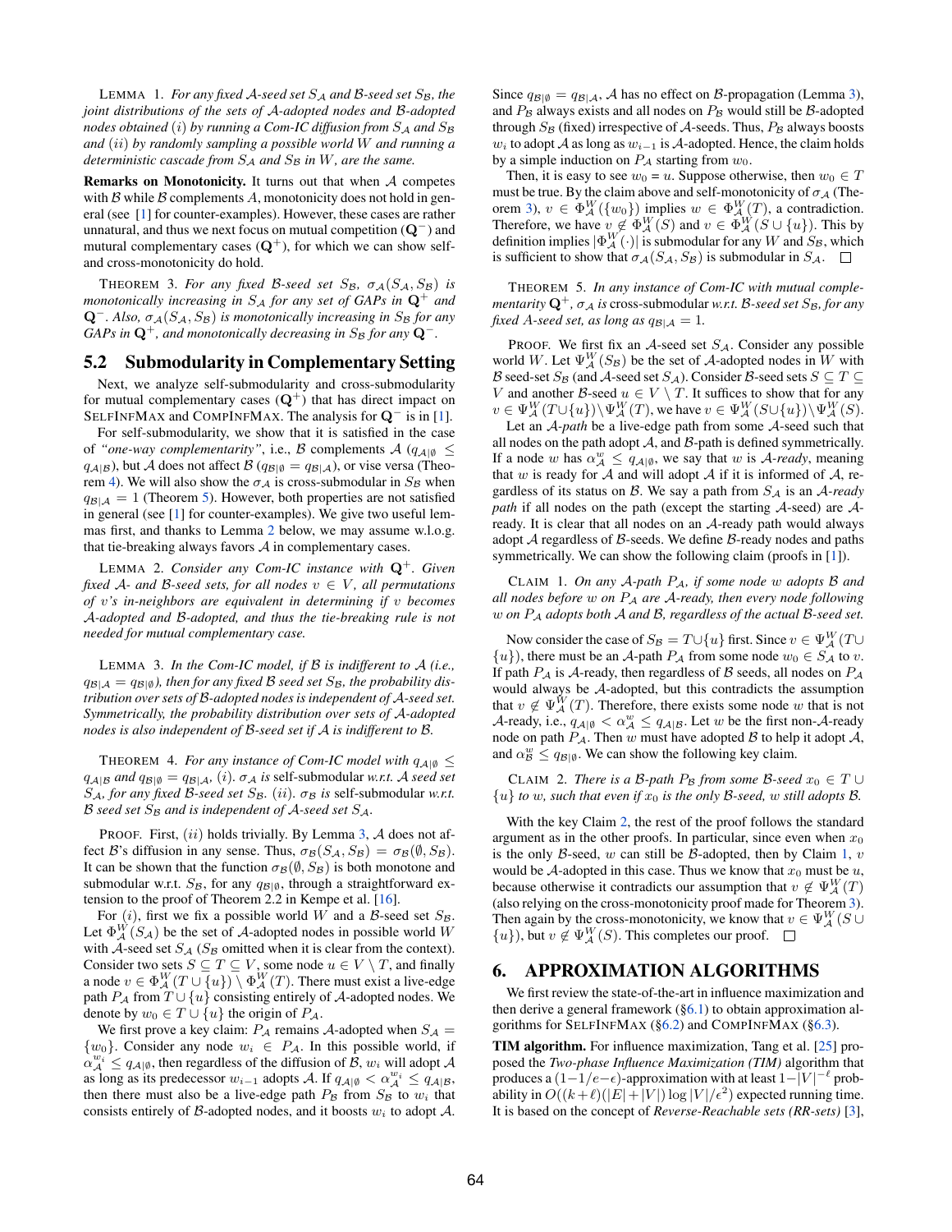LEMMA 1. *For any fixed $\mathcal{A}$-seed set $S_\mathcal{A}$ and $\mathcal{B}$-seed set $S_\mathcal{B}$, the joint distributions of the sets of $\mathcal{A}$-adopted nodes and $\mathcal{B}$-adopted nodes obtained $(i)$ by running a Com-IC diffusion from $S_\mathcal{A}$ and $S_\mathcal{B}$ and $(ii)$ by randomly sampling a possible world $W$ and running a deterministic cascade from $S_\mathcal{A}$ and $S_\mathcal{B}$ in $W$, are the same.*

**Remarks on Monotonicity.** It turns out that when $\mathcal{A}$ competes with $\mathcal{B}$ while $\mathcal{B}$ complements $A$, monotonicity does not hold in general (see [1] for counter-examples). However, these cases are rather unnatural, and thus we next focus on mutual competition ($\mathbf{Q}^-$) and mutual complementary cases ($\mathbf{Q}^+$), for which we can show self- and cross-monotonicity do hold.

THEOREM 3. *For any fixed $\mathcal{B}$-seed set $S_\mathcal{B}$, $\sigma_\mathcal{A}(S_\mathcal{A}, S_\mathcal{B})$ is monotonically increasing in $S_\mathcal{A}$ for any set of GAPs in $\mathbf{Q}^+$ and $\mathbf{Q}^-$. Also, $\sigma_\mathcal{A}(S_\mathcal{A}, S_\mathcal{B})$ is monotonically increasing in $S_\mathcal{B}$ for any GAPs in $\mathbf{Q}^+$, and monotonically decreasing in $S_\mathcal{B}$ for any $\mathbf{Q}^-$.*

## 5.2 Submodularity in Complementary Setting

Next, we analyze self-submodularity and cross-submodularity for mutual complementary cases ($\mathbf{Q}^+$) that has direct impact on SELFINFMAX and COMPINFMAX. The analysis for $\mathbf{Q}^-$ is in [1].

For self-submodularity, we show that it is satisfied in the case of *"one-way complementarity"*, i.e., $\mathcal{B}$ complements $\mathcal{A}$ ($q_{\mathcal{A}|\emptyset} \le q_{\mathcal{A}|\mathcal{B}}$), but $\mathcal{A}$ does not affect $\mathcal{B}$ ($q_{\mathcal{B}|\emptyset} = q_{\mathcal{B}|\mathcal{A}}$), or vise versa (Theorem 4). We will also show the $\sigma_\mathcal{A}$ is cross-submodular in $S_\mathcal{B}$ when $q_{\mathcal{B}|\mathcal{A}} = 1$ (Theorem 5). However, both properties are not satisfied in general (see [1] for counter-examples). We give two useful lemmas first, and thanks to Lemma 2 below, we may assume w.l.o.g. that tie-breaking always favors $\mathcal{A}$ in complementary cases.

LEMMA 2. *Consider any Com-IC instance with $\mathbf{Q}^+$. Given fixed $\mathcal{A}$- and $\mathcal{B}$-seed sets, for all nodes $v \in V$, all permutations of $v$'s in-neighbors are equivalent in determining if $v$ becomes $\mathcal{A}$-adopted and $\mathcal{B}$-adopted, and thus the tie-breaking rule is not needed for mutual complementary case.*

LEMMA 3. *In the Com-IC model, if $\mathcal{B}$ is indifferent to $\mathcal{A}$ (i.e., $q_{\mathcal{B}|\mathcal{A}} = q_{\mathcal{B}|\emptyset}$), then for any fixed $\mathcal{B}$ seed set $S_\mathcal{B}$, the probability distribution over sets of $\mathcal{B}$-adopted nodes is independent of $\mathcal{A}$-seed set. Symmetrically, the probability distribution over sets of $\mathcal{A}$-adopted nodes is also independent of $\mathcal{B}$-seed set if $\mathcal{A}$ is indifferent to $\mathcal{B}$.*

THEOREM 4. *For any instance of Com-IC model with $q_{\mathcal{A}|\emptyset} \le q_{\mathcal{A}|\mathcal{B}}$ and $q_{\mathcal{B}|\emptyset} = q_{\mathcal{B}|\mathcal{A}}$, $(i)$. $\sigma_\mathcal{A}$ is* self-submodular *w.r.t. $\mathcal{A}$ seed set $S_\mathcal{A}$, for any fixed $\mathcal{B}$-seed set $S_\mathcal{B}$. $(ii)$. $\sigma_\mathcal{B}$ is* self-submodular *w.r.t. $\mathcal{B}$ seed set $S_\mathcal{B}$ and is independent of $\mathcal{A}$-seed set $S_\mathcal{A}$.*

PROOF. First, $(ii)$ holds trivially. By Lemma 3, $\mathcal{A}$ does not affect $\mathcal{B}$'s diffusion in any sense. Thus, $\sigma_\mathcal{B}(S_\mathcal{A}, S_\mathcal{B}) = \sigma_\mathcal{B}(\emptyset, S_\mathcal{B})$. It can be shown that the function $\sigma_\mathcal{B}(\emptyset, S_\mathcal{B})$ is both monotone and submodular w.r.t. $S_\mathcal{B}$, for any $q_{\mathcal{B}|\emptyset}$, through a straightforward extension to the proof of Theorem 2.2 in Kempe et al. [16].

For $(i)$, first we fix a possible world $W$ and a $\mathcal{B}$-seed set $S_\mathcal{B}$. Let $\Phi^W_\mathcal{A}(S_\mathcal{A})$ be the set of $\mathcal{A}$-adopted nodes in possible world $W$ with $\mathcal{A}$-seed set $S_\mathcal{A}$ ($S_\mathcal{B}$ omitted when it is clear from the context). Consider two sets $S \subseteq T \subseteq V$, some node $u \in V \setminus T$, and finally a node $v \in \Phi^W_\mathcal{A}(T \cup \{u\}) \setminus \Phi^W_\mathcal{A}(T)$. There must exist a live-edge path $P_\mathcal{A}$ from $T \cup \{u\}$ consisting entirely of $\mathcal{A}$-adopted nodes. We denote by $w_0 \in T \cup \{u\}$ the origin of $P_\mathcal{A}$.

We first prove a key claim: $P_\mathcal{A}$ remains $\mathcal{A}$-adopted when $S_\mathcal{A} = \{w_0\}$. Consider any node $w_i \in P_\mathcal{A}$. In this possible world, if $\alpha^{w_i}_\mathcal{A} \le q_{\mathcal{A}|\emptyset}$, then regardless of the diffusion of $\mathcal{B}$, $w_i$ will adopt $\mathcal{A}$ as long as its predecessor $w_{i-1}$ adopts $\mathcal{A}$. If $q_{\mathcal{A}|\emptyset} < \alpha^{w_i}_\mathcal{A} \le q_{\mathcal{A}|\mathcal{B}}$, then there must also be a live-edge path $P_\mathcal{B}$ from $S_\mathcal{B}$ to $w_i$ that consists entirely of $\mathcal{B}$-adopted nodes, and it boosts $w_i$ to adopt $\mathcal{A}$. Since $q_{\mathcal{B}|\emptyset} = q_{\mathcal{B}|\mathcal{A}}$, $\mathcal{A}$ has no effect on $\mathcal{B}$-propagation (Lemma 3), and $P_\mathcal{B}$ always exists and all nodes on $P_\mathcal{B}$ would still be $\mathcal{B}$-adopted through $S_\mathcal{B}$ (fixed) irrespective of $\mathcal{A}$-seeds. Thus, $P_\mathcal{B}$ always boosts $w_i$ to adopt $\mathcal{A}$ as long as $w_{i-1}$ is $\mathcal{A}$-adopted. Hence, the claim holds by a simple induction on $P_\mathcal{A}$ starting from $w_0$.

Then, it is easy to see $w_0 = u$. Suppose otherwise, then $w_0 \in T$ must be true. By the claim above and self-monotonicity of $\sigma_\mathcal{A}$ (Theorem 3), $v \in \Phi^W_\mathcal{A}(\{w_0\})$ implies $w \in \Phi^W_\mathcal{A}(T)$, a contradiction. Therefore, we have $v \notin \Phi^W_\mathcal{A}(S)$ and $v \in \Phi^W_\mathcal{A}(S \cup \{u\})$. This by definition implies $|\Phi^W_\mathcal{A}(\cdot)|$ is submodular for any $W$ and $S_\mathcal{B}$, which is sufficient to show that $\sigma_\mathcal{A}(S_\mathcal{A}, S_\mathcal{B})$ is submodular in $S_\mathcal{A}$. $\square$

THEOREM 5. *In any instance of Com-IC with mutual complementarity $\mathbf{Q}^+$, $\sigma_\mathcal{A}$ is* cross-submodular *w.r.t. $\mathcal{B}$-seed set $S_\mathcal{B}$, for any fixed $\mathcal{A}$-seed set, as long as $q_{\mathcal{B}|\mathcal{A}} = 1$.*

PROOF. We first fix an $\mathcal{A}$-seed set $S_\mathcal{A}$. Consider any possible world $W$. Let $\Psi^W_\mathcal{A}(S_\mathcal{B})$ be the set of $\mathcal{A}$-adopted nodes in $W$ with $\mathcal{B}$ seed-set $S_\mathcal{B}$ (and $\mathcal{A}$-seed set $S_\mathcal{A}$). Consider $\mathcal{B}$-seed sets $S \subseteq T \subseteq V$ and another $\mathcal{B}$-seed $u \in V \setminus T$. It suffices to show that for any $v \in \Psi^W_\mathcal{A}(T \cup \{u\}) \setminus \Psi^W_\mathcal{A}(T)$, we have $v \in \Psi^W_\mathcal{A}(S \cup \{u\}) \setminus \Psi^W_\mathcal{A}(S)$.

Let an *$\mathcal{A}$-path* be a live-edge path from some $\mathcal{A}$-seed such that all nodes on the path adopt $\mathcal{A}$, and $\mathcal{B}$-path is defined symmetrically. If a node $w$ has $\alpha^w_\mathcal{A} \le q_{\mathcal{A}|\emptyset}$, we say that $w$ is *$\mathcal{A}$-ready*, meaning that $w$ is ready for $\mathcal{A}$ and will adopt $\mathcal{A}$ if it is informed of $\mathcal{A}$, regardless of its status on $\mathcal{B}$. We say a path from $S_\mathcal{A}$ is an *$\mathcal{A}$-ready path* if all nodes on the path (except the starting $\mathcal{A}$-seed) are $\mathcal{A}$-ready. It is clear that all nodes on an $\mathcal{A}$-ready path would always adopt $\mathcal{A}$ regardless of $\mathcal{B}$-seeds. We define $\mathcal{B}$-ready nodes and paths symmetrically. We can show the following claim (proofs in [1]).

CLAIM 1. *On any $\mathcal{A}$-path $P_\mathcal{A}$, if some node $w$ adopts $\mathcal{B}$ and all nodes before $w$ on $P_\mathcal{A}$ are $\mathcal{A}$-ready, then every node following $w$ on $P_\mathcal{A}$ adopts both $\mathcal{A}$ and $\mathcal{B}$, regardless of the actual $\mathcal{B}$-seed set.*

Now consider the case of $S_\mathcal{B} = T \cup \{u\}$ first. Since $v \in \Psi^W_\mathcal{A}(T \cup \{u\})$, there must be an $\mathcal{A}$-path $P_\mathcal{A}$ from some node $w_0 \in S_\mathcal{A}$ to $v$. If path $P_\mathcal{A}$ is $\mathcal{A}$-ready, then regardless of $\mathcal{B}$ seeds, all nodes on $P_\mathcal{A}$ would always be $\mathcal{A}$-adopted, but this contradicts the assumption that $v \notin \Psi^W_\mathcal{A}(T)$. Therefore, there exists some node $w$ that is not $\mathcal{A}$-ready, i.e., $q_{\mathcal{A}|\emptyset} < \alpha^w_\mathcal{A} \le q_{\mathcal{A}|\mathcal{B}}$. Let $w$ be the first non-$\mathcal{A}$-ready node on path $P_\mathcal{A}$. Then $w$ must have adopted $\mathcal{B}$ to help it adopt $\mathcal{A}$, and $\alpha^w_\mathcal{B} \le q_{\mathcal{B}|\emptyset}$. We can show the following key claim.

CLAIM 2. *There is a $\mathcal{B}$-path $P_\mathcal{B}$ from some $\mathcal{B}$-seed $x_0 \in T \cup \{u\}$ to $w$, such that even if $x_0$ is the only $\mathcal{B}$-seed, $w$ still adopts $\mathcal{B}$.*

With the key Claim 2, the rest of the proof follows the standard argument as in the other proofs. In particular, since even when $x_0$ is the only $\mathcal{B}$-seed, $w$ can still be $\mathcal{B}$-adopted, then by Claim 1, $v$ would be $\mathcal{A}$-adopted in this case. Thus we know that $x_0$ must be $u$, because otherwise it contradicts our assumption that $v \notin \Psi^W_\mathcal{A}(T)$ (also relying on the cross-monotonicity proof made for Theorem 3). Then again by the cross-monotonicity, we know that $v \in \Psi^W_\mathcal{A}(S \cup \{u\})$, but $v \notin \Psi^W_\mathcal{A}(S)$. This completes our proof. $\square$

# 6. APPROXIMATION ALGORITHMS

We first review the state-of-the-art in influence maximization and then derive a general framework (§6.1) to obtain approximation algorithms for SELFINFMAX (§6.2) and COMPINFMAX (§6.3).

**TIM algorithm.** For influence maximization, Tang et al. [25] proposed the *Two-phase Influence Maximization (TIM)* algorithm that produces a $(1-1/e-\epsilon)$-approximation with at least $1-|V|^{-\ell}$ probability in $O((k+\ell)(|E|+|V|)\log|V|/\epsilon^2)$ expected running time. It is based on the concept of *Reverse-Reachable sets (RR-sets)* [3],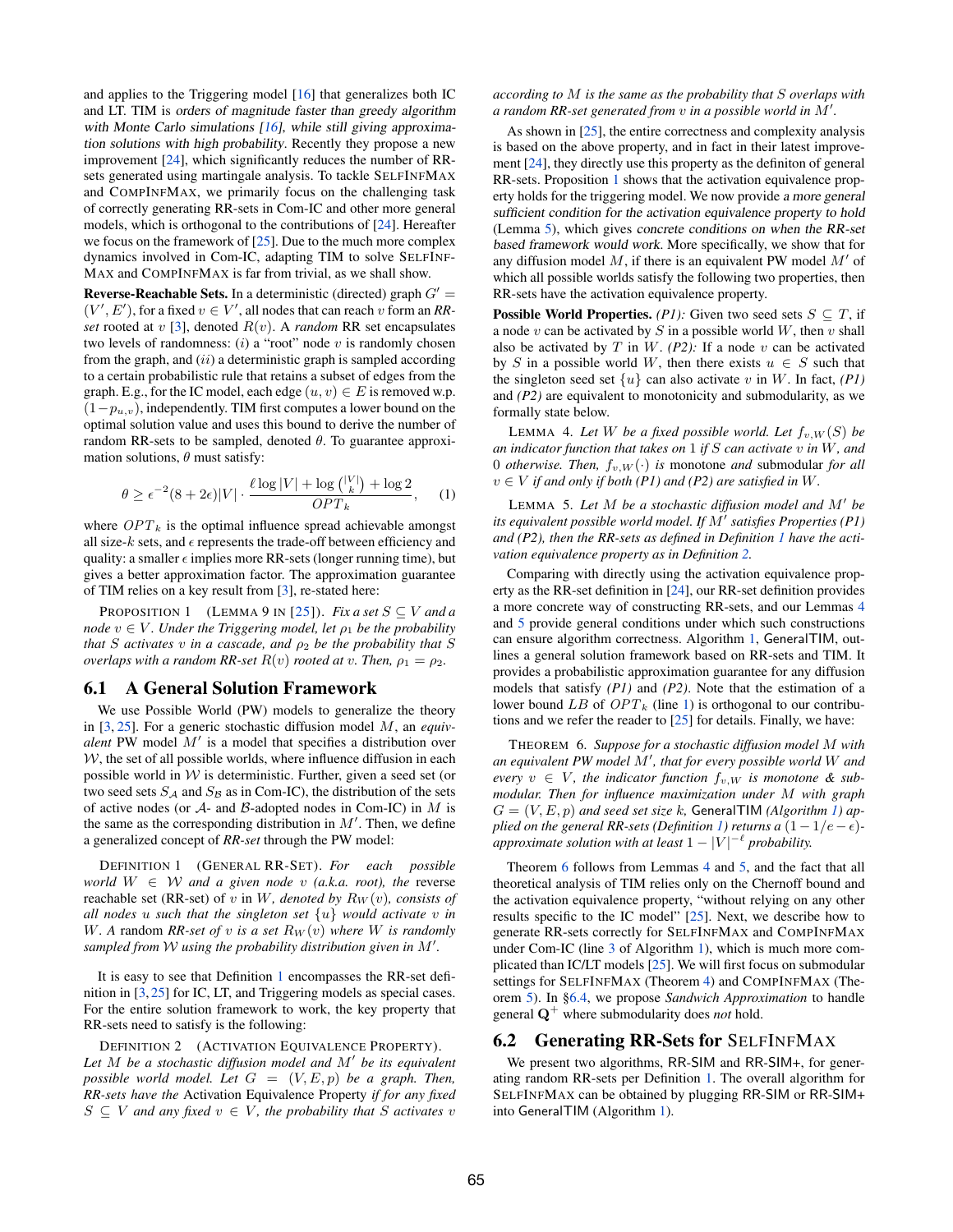and applies to the Triggering model [16] that generalizes both IC and LT. TIM is orders of magnitude faster than greedy algorithm with Monte Carlo simulations [16], while still giving approximation solutions with high probability. Recently they propose a new improvement [24], which significantly reduces the number of RR-sets generated using martingale analysis. To tackle SelfInfMax and CompInfMax, we primarily focus on the challenging task of correctly generating RR-sets in Com-IC and other more general models, which is orthogonal to the contributions of [24]. Hereafter we focus on the framework of [25]. Due to the much more complex dynamics involved in Com-IC, adapting TIM to solve SelfInfMax and CompInfMax is far from trivial, as we shall show.

**Reverse-Reachable Sets.** In a deterministic (directed) graph $G' = (V', E')$, for a fixed $v \in V'$, all nodes that can reach $v$ form an *RR-set* rooted at $v$ [3], denoted $R(v)$. A *random* RR set encapsulates two levels of randomness: $(i)$ a "root" node $v$ is randomly chosen from the graph, and $(ii)$ a deterministic graph is sampled according to a certain probabilistic rule that retains a subset of edges from the graph. E.g., for the IC model, each edge $(u, v) \in E$ is removed w.p. $(1 - p_{u,v})$, independently. TIM first computes a lower bound on the optimal solution value and uses this bound to derive the number of random RR-sets to be sampled, denoted $\theta$. To guarantee approximation solutions, $\theta$ must satisfy:

$$\theta \geq \epsilon^{-2}(8 + 2\epsilon)|V| \cdot \frac{\ell \log |V| + \log \binom{|V|}{k} + \log 2}{OPT_k}, \quad (1)$$

where $OPT_k$ is the optimal influence spread achievable amongst all size-$k$ sets, and $\epsilon$ represents the trade-off between efficiency and quality: a smaller $\epsilon$ implies more RR-sets (longer running time), but gives a better approximation factor. The approximation guarantee of TIM relies on a key result from [3], re-stated here:

Proposition 1 (Lemma 9 in [25]). *Fix a set $S \subseteq V$ and a node $v \in V$. Under the Triggering model, let $\rho_1$ be the probability that $S$ activates $v$ in a cascade, and $\rho_2$ be the probability that $S$ overlaps with a random RR-set $R(v)$ rooted at $v$. Then, $\rho_1 = \rho_2$.*

## 6.1 A General Solution Framework

We use Possible World (PW) models to generalize the theory in [3, 25]. For a generic stochastic diffusion model $M$, an *equivalent* PW model $M'$ is a model that specifies a distribution over $\mathcal{W}$, the set of all possible worlds, where influence diffusion in each possible world in $\mathcal{W}$ is deterministic. Further, given a seed set (or two seed sets $S_\mathcal{A}$ and $S_\mathcal{B}$ as in Com-IC), the distribution of the sets of active nodes (or $\mathcal{A}$- and $\mathcal{B}$-adopted nodes in Com-IC) in $M$ is the same as the corresponding distribution in $M'$. Then, we define a generalized concept of *RR-set* through the PW model:

Definition 1 (General RR-Set). *For each possible world $W \in \mathcal{W}$ and a given node $v$ (a.k.a. root), the* reverse reachable set (RR-set) of $v$ in $W$*, denoted by $R_W(v)$, consists of all nodes $u$ such that the singleton set $\{u\}$ would activate $v$ in $W$. A random* RR-set *of $v$ is a set $R_W(v)$ where $W$ is randomly sampled from $\mathcal{W}$ using the probability distribution given in $M'$.*

It is easy to see that Definition 1 encompasses the RR-set definition in [3, 25] for IC, LT, and Triggering models as special cases. For the entire solution framework to work, the key property that RR-sets need to satisfy is the following:

Definition 2 (Activation Equivalence Property). *Let $M$ be a stochastic diffusion model and $M'$ be its equivalent possible world model. Let $G = (V, E, p)$ be a graph. Then, RR-sets have the* Activation Equivalence Property *if for any fixed $S \subseteq V$ and any fixed $v \in V$, the probability that $S$ activates $v$ according to $M$ is the same as the probability that $S$ overlaps with a random RR-set generated from $v$ in a possible world in $M'$.*

As shown in [25], the entire correctness and complexity analysis is based on the above property, and in fact in their latest improvement [24], they directly use this property as the definiton of general RR-sets. Proposition 1 shows that the activation equivalence property holds for the triggering model. We now provide a more general sufficient condition for the activation equivalence property to hold (Lemma 5), which gives concrete conditions on when the RR-set based framework would work. More specifically, we show that for any diffusion model $M$, if there is an equivalent PW model $M'$ of which all possible worlds satisfy the following two properties, then RR-sets have the activation equivalence property.

**Possible World Properties.** *(P1):* Given two seed sets $S \subseteq T$, if a node $v$ can be activated by $S$ in a possible world $W$, then $v$ shall also be activated by $T$ in $W$. *(P2):* If a node $v$ can be activated by $S$ in a possible world $W$, then there exists $u \in S$ such that the singleton seed set $\{u\}$ can also activate $v$ in $W$. In fact, *(P1)* and *(P2)* are equivalent to monotonicity and submodularity, as we formally state below.

Lemma 4. *Let $W$ be a fixed possible world. Let $f_{v,W}(S)$ be an indicator function that takes on 1 if $S$ can activate $v$ in $W$, and 0 otherwise. Then, $f_{v,W}(\cdot)$ is* monotone *and* submodular *for all $v \in V$ if and only if both (P1) and (P2) are satisfied in $W$.*

Lemma 5. *Let $M$ be a stochastic diffusion model and $M'$ be its equivalent possible world model. If $M'$ satisfies Properties (P1) and (P2), then the RR-sets as defined in Definition 1 have the activation equivalence property as in Definition 2.*

Comparing with directly using the activation equivalence property as the RR-set definition in [24], our RR-set definition provides a more concrete way of constructing RR-sets, and our Lemmas 4 and 5 provide general conditions under which such constructions can ensure algorithm correctness. Algorithm 1, GeneralTIM, outlines a general solution framework based on RR-sets and TIM. It provides a probabilistic approximation guarantee for any diffusion models that satisfy *(P1)* and *(P2)*. Note that the estimation of a lower bound $LB$ of $OPT_k$ (line 1) is orthogonal to our contributions and we refer the reader to [25] for details. Finally, we have:

Theorem 6. *Suppose for a stochastic diffusion model $M$ with an equivalent PW model $M'$, that for every possible world $W$ and every $v \in V$, the indicator function $f_{v,W}$ is monotone & submodular. Then for influence maximization under $M$ with graph $G = (V, E, p)$ and seed set size $k$, GeneralTIM (Algorithm 1) applied on the general RR-sets (Definition 1) returns a $(1 - 1/e - \epsilon)$-approximate solution with at least $1 - |V|^{-\ell}$ probability.*

Theorem 6 follows from Lemmas 4 and 5, and the fact that all theoretical analysis of TIM relies only on the Chernoff bound and the activation equivalence property, "without relying on any other results specific to the IC model" [25]. Next, we describe how to generate RR-sets correctly for SelfInfMax and CompInfMax under Com-IC (line 3 of Algorithm 1), which is much more complicated than IC/LT models [25]. We will first focus on submodular settings for SelfInfMax (Theorem 4) and CompInfMax (Theorem 5). In §6.4, we propose *Sandwich Approximation* to handle general $\mathbf{Q}^+$ where submodularity does *not* hold.

## 6.2 Generating RR-Sets for SelfInfMax

We present two algorithms, RR-SIM and RR-SIM+, for generating random RR-sets per Definition 1. The overall algorithm for SelfInfMax can be obtained by plugging RR-SIM or RR-SIM+ into GeneralTIM (Algorithm 1).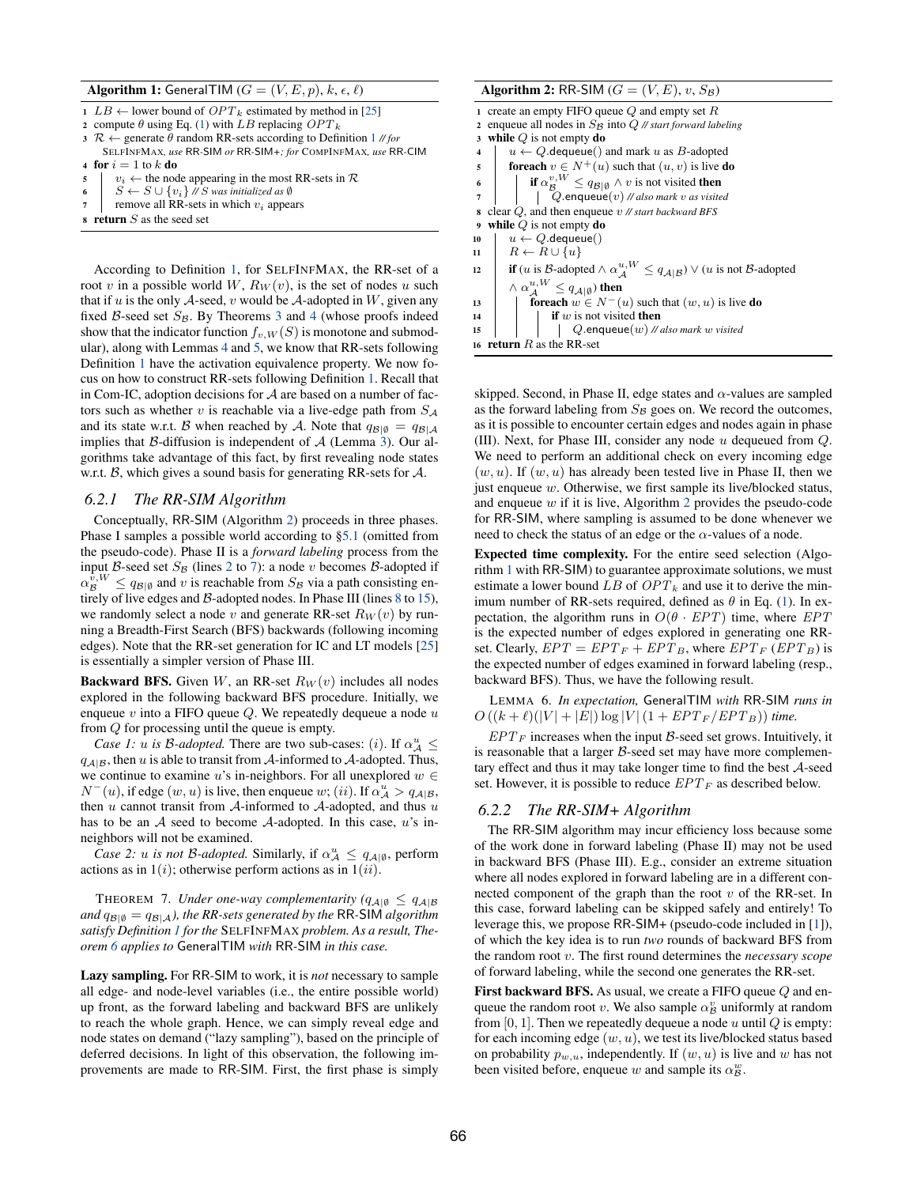**Algorithm 1:** GeneralTIM ($G = (V, E, p)$, $k$, $\epsilon$, $\ell$)

```
1  LB ← lower bound of OPT_k estimated by method in [25]
2  compute θ using Eq. (1) with LB replacing OPT_k
3  R ← generate θ random RR-sets according to Definition 1 // for
     SELFINFMAX, use RR-SIM or RR-SIM+; for COMPINFMAX, use RR-CIM
4  for i = 1 to k do
5      v_i ← the node appearing in the most RR-sets in R
6      S ← S ∪ {v_i} // S was initialized as ∅
7      remove all RR-sets in which v_i appears
8  return S as the seed set
```

According to Definition 1, for SELFINFMAX, the RR-set of a root $v$ in a possible world $W$, $R_W(v)$, is the set of nodes $u$ such that if $u$ is the only $\mathcal{A}$-seed, $v$ would be $\mathcal{A}$-adopted in $W$, given any fixed $\mathcal{B}$-seed set $S_\mathcal{B}$. By Theorems 3 and 4 (whose proofs indeed show that the indicator function $f_{v,W}(S)$ is monotone and submodular), along with Lemmas 4 and 5, we know that RR-sets following Definition 1 have the activation equivalence property. We now focus on how to construct RR-sets following Definition 1. Recall that in Com-IC, adoption decisions for $\mathcal{A}$ are based on a number of factors such as whether $v$ is reachable via a live-edge path from $S_\mathcal{A}$ and its state w.r.t. $\mathcal{B}$ when reached by $\mathcal{A}$. Note that $q_{\mathcal{B}|\emptyset} = q_{\mathcal{B}|\mathcal{A}}$ implies that $\mathcal{B}$-diffusion is independent of $\mathcal{A}$ (Lemma 3). Our algorithms take advantage of this fact, by first revealing node states w.r.t. $\mathcal{B}$, which gives a sound basis for generating RR-sets for $\mathcal{A}$.

### 6.2.1 The RR-SIM Algorithm

Conceptually, RR-SIM (Algorithm 2) proceeds in three phases. Phase I samples a possible world according to §5.1 (omitted from the pseudo-code). Phase II is a *forward labeling* process from the input $\mathcal{B}$-seed set $S_\mathcal{B}$ (lines 2 to 7): a node $v$ becomes $\mathcal{B}$-adopted if $\alpha_\mathcal{B}^{v,W} \le q_{\mathcal{B}|\emptyset}$ and $v$ is reachable from $S_\mathcal{B}$ via a path consisting entirely of live edges and $\mathcal{B}$-adopted nodes. In Phase III (lines 8 to 15), we randomly select a node $v$ and generate RR-set $R_W(v)$ by running a Breadth-First Search (BFS) backwards (following incoming edges). Note that the RR-set generation for IC and LT models [25] is essentially a simpler version of Phase III.

**Backward BFS.** Given $W$, an RR-set $R_W(v)$ includes all nodes explored in the following backward BFS procedure. Initially, we enqueue $v$ into a FIFO queue $Q$. We repeatedly dequeue a node $u$ from $Q$ for processing until the queue is empty.

*Case 1: $u$ is $\mathcal{B}$-adopted.* There are two sub-cases: $(i)$. If $\alpha_\mathcal{A}^u \le q_{\mathcal{A}|\mathcal{B}}$, then $u$ is able to transit from $\mathcal{A}$-informed to $\mathcal{A}$-adopted. Thus, we continue to examine $u$'s in-neighbors. For all unexplored $w \in N^-(u)$, if edge $(w, u)$ is live, then enqueue $w$; $(ii)$. If $\alpha_\mathcal{A}^u > q_{\mathcal{A}|\mathcal{B}}$, then $u$ cannot transit from $\mathcal{A}$-informed to $\mathcal{A}$-adopted, and thus $u$ has to be an $\mathcal{A}$ seed to become $\mathcal{A}$-adopted. In this case, $u$'s in-neighbors will not be examined.

*Case 2: $u$ is not $\mathcal{B}$-adopted.* Similarly, if $\alpha_\mathcal{A}^u \le q_{\mathcal{A}|\emptyset}$, perform actions as in $1(i)$; otherwise perform actions as in $1(ii)$.

THEOREM 7. *Under one-way complementarity ($q_{\mathcal{A}|\emptyset} \le q_{\mathcal{A}|\mathcal{B}}$ and $q_{\mathcal{B}|\emptyset} = q_{\mathcal{B}|\mathcal{A}}$), the RR-sets generated by the* RR-SIM *algorithm satisfy Definition 1 for the* SELFINFMAX *problem. As a result, Theorem 6 applies to* GeneralTIM *with* RR-SIM *in this case.*

**Lazy sampling.** For RR-SIM to work, it is *not* necessary to sample all edge- and node-level variables (i.e., the entire possible world) up front, as the forward labeling and backward BFS are unlikely to reach the whole graph. Hence, we can simply reveal edge and node states on demand ("lazy sampling"), based on the principle of deferred decisions. In light of this observation, the following improvements are made to RR-SIM. First, the first phase is simply skipped. Second, in Phase II, edge states and $\alpha$-values are sampled as the forward labeling from $S_\mathcal{B}$ goes on. We record the outcomes, as it is possible to encounter certain edges and nodes again in phase (III). Next, for Phase III, consider any node $u$ dequeued from $Q$. We need to perform an additional check on every incoming edge $(w, u)$. If $(w, u)$ has already been tested live in Phase II, then we just enqueue $w$. Otherwise, we first sample its live/blocked status, and enqueue $w$ if it is live, Algorithm 2 provides the pseudo-code for RR-SIM, where sampling is assumed to be done whenever we need to check the status of an edge or the $\alpha$-values of a node.

**Algorithm 2:** RR-SIM ($G = (V, E)$, $v$, $S_\mathcal{B}$)

```
1  create an empty FIFO queue Q and empty set R
2  enqueue all nodes in S_B into Q // start forward labeling
3  while Q is not empty do
4      u ← Q.dequeue() and mark u as B-adopted
5      foreach v ∈ N+(u) such that (u, v) is live do
6          if α_B^{v,W} ≤ q_{B|∅} ∧ v is not visited then
7              Q.enqueue(v) // also mark v as visited
8  clear Q, and then enqueue v // start backward BFS
9  while Q is not empty do
10     u ← Q.dequeue()
11     R ← R ∪ {u}
12     if (u is B-adopted ∧ α_A^{u,W} ≤ q_{A|B}) ∨ (u is not B-adopted
         ∧ α_A^{u,W} ≤ q_{A|∅}) then
13         foreach w ∈ N−(u) such that (w, u) is live do
14             if w is not visited then
15                 Q.enqueue(w) // also mark w visited
16 return R as the RR-set
```

**Expected time complexity.** For the entire seed selection (Algorithm 1 with RR-SIM) to guarantee approximate solutions, we must estimate a lower bound $LB$ of $OPT_k$ and use it to derive the minimum number of RR-sets required, defined as $\theta$ in Eq. (1). In expectation, the algorithm runs in $O(\theta \cdot EPT)$ time, where $EPT$ is the expected number of edges explored in generating one RR-set. Clearly, $EPT = EPT_F + EPT_B$, where $EPT_F$ ($EPT_B$) is the expected number of edges examined in forward labeling (resp., backward BFS). Thus, we have the following result.

LEMMA 6. *In expectation,* GeneralTIM *with* RR-SIM *runs in* $O\left((k + \ell)(|V| + |E|) \log |V| \left(1 + EPT_F / EPT_B\right)\right)$ *time.*

$EPT_F$ increases when the input $\mathcal{B}$-seed set grows. Intuitively, it is reasonable that a larger $\mathcal{B}$-seed set may have more complementary effect and thus it may take longer time to find the best $\mathcal{A}$-seed set. However, it is possible to reduce $EPT_F$ as described below.

### 6.2.2 The RR-SIM+ Algorithm

The RR-SIM algorithm may incur efficiency loss because some of the work done in forward labeling (Phase II) may not be used in backward BFS (Phase III). E.g., consider an extreme situation where all nodes explored in forward labeling are in a different connected component of the graph than the root $v$ of the RR-set. In this case, forward labeling can be skipped safely and entirely! To leverage this, we propose RR-SIM+ (pseudo-code included in [1]), of which the key idea is to run *two* rounds of backward BFS from the random root $v$. The first round determines the *necessary scope* of forward labeling, while the second one generates the RR-set.

**First backward BFS.** As usual, we create a FIFO queue $Q$ and enqueue the random root $v$. We also sample $\alpha_\mathcal{B}^v$ uniformly at random from $[0, 1]$. Then we repeatedly dequeue a node $u$ until $Q$ is empty: for each incoming edge $(w, u)$, we test its live/blocked status based on probability $p_{w,u}$, independently. If $(w, u)$ is live and $w$ has not been visited before, enqueue $w$ and sample its $\alpha_\mathcal{B}^w$.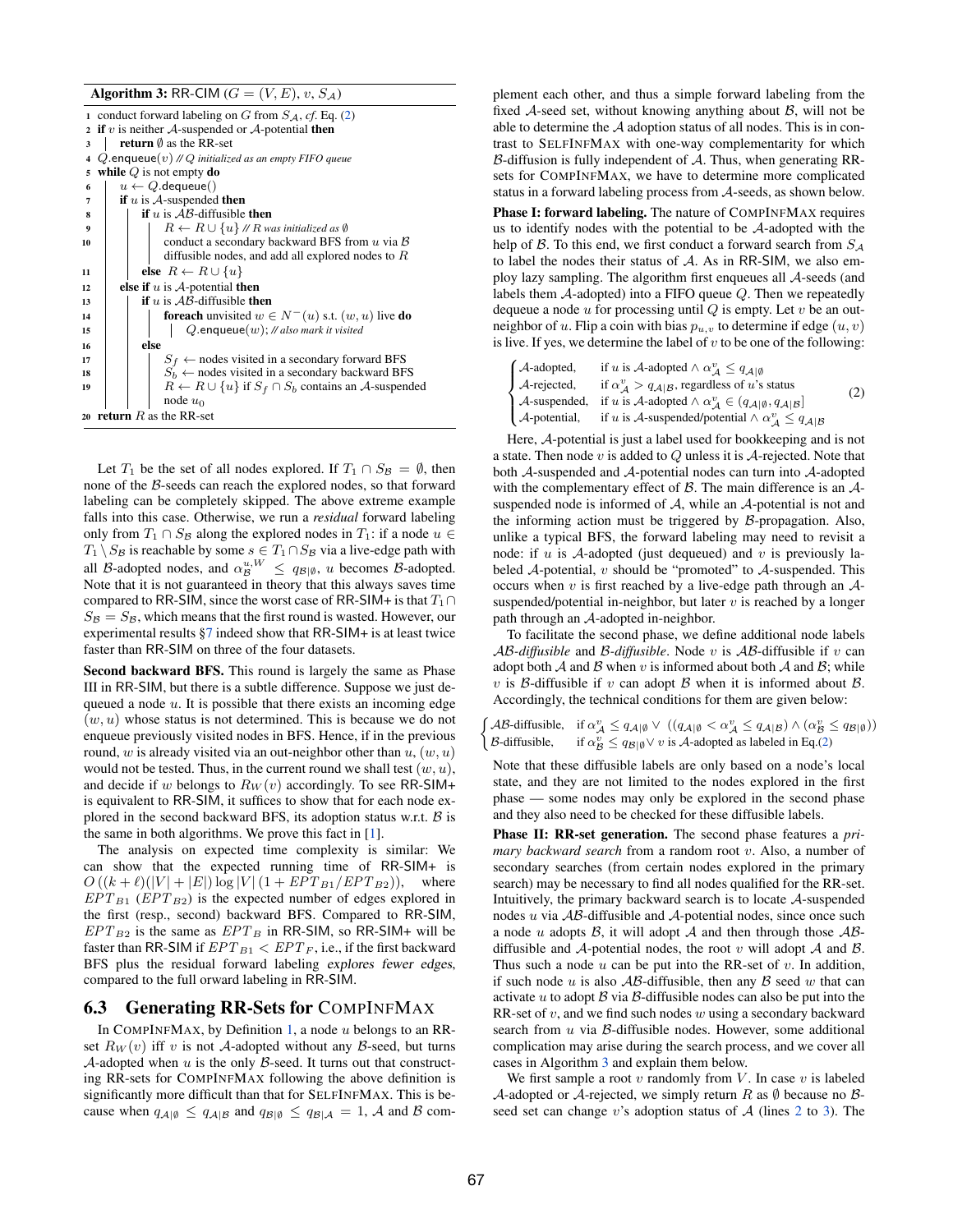**Algorithm 3:** RR-CIM ($G = (V, E)$, $v$, $S_{\mathcal{A}}$)

```
1  conduct forward labeling on G from S_A, cf. Eq. (2)
2  if v is neither A-suspended or A-potential then
3  |  return ∅ as the RR-set
4  Q.enqueue(v) // Q initialized as an empty FIFO queue
5  while Q is not empty do
6  |  u ← Q.dequeue()
7  |  if u is A-suspended then
8  |  |  if u is AB-diffusible then
9  |  |  |  R ← R ∪ {u} // R was initialized as ∅
10 |  |  |  conduct a secondary backward BFS from u via B
   |  |  |  diffusible nodes, and add all explored nodes to R
11 |  |  else R ← R ∪ {u}
12 |  else if u is A-potential then
13 |  |  if u is AB-diffusible then
14 |  |  |  foreach unvisited w ∈ N⁻(u) s.t. (w, u) live do
15 |  |  |  |  Q.enqueue(w); // also mark it visited
16 |  |  else
17 |  |  |  S_f ← nodes visited in a secondary forward BFS
18 |  |  |  S_b ← nodes visited in a secondary backward BFS
19 |  |  |  R ← R ∪ {u} if S_f ∩ S_b contains an A-suspended
   |  |  |  node u_0
20 return R as the RR-set
```

Let $T_1$ be the set of all nodes explored. If $T_1 \cap S_{\mathcal{B}} = \emptyset$, then none of the $\mathcal{B}$-seeds can reach the explored nodes, so that forward labeling can be completely skipped. The above extreme example falls into this case. Otherwise, we run a *residual* forward labeling only from $T_1 \cap S_{\mathcal{B}}$ along the explored nodes in $T_1$: if a node $u \in T_1 \setminus S_{\mathcal{B}}$ is reachable by some $s \in T_1 \cap S_{\mathcal{B}}$ via a live-edge path with all $\mathcal{B}$-adopted nodes, and $\alpha_{\mathcal{B}}^{u,W} \leq q_{\mathcal{B}|\emptyset}$, $u$ becomes $\mathcal{B}$-adopted. Note that it is not guaranteed in theory that this always saves time compared to RR-SIM, since the worst case of RR-SIM+ is that $T_1 \cap S_{\mathcal{B}} = S_{\mathcal{B}}$, which means that the first round is wasted. However, our experimental results §7 indeed show that RR-SIM+ is at least twice faster than RR-SIM on three of the four datasets.

**Second backward BFS.** This round is largely the same as Phase III in RR-SIM, but there is a subtle difference. Suppose we just dequeued a node $u$. It is possible that there exists an incoming edge $(w, u)$ whose status is not determined. This is because we do not enqueue previously visited nodes in BFS. Hence, if in the previous round, $w$ is already visited via an out-neighbor other than $u$, $(w, u)$ would not be tested. Thus, in the current round we shall test $(w, u)$, and decide if $w$ belongs to $R_W(v)$ accordingly. To see RR-SIM+ is equivalent to RR-SIM, it suffices to show that for each node explored in the second backward BFS, its adoption status w.r.t. $\mathcal{B}$ is the same in both algorithms. We prove this fact in [1].

The analysis on expected time complexity is similar: We can show that the expected running time of RR-SIM+ is $O\left((k+\ell)(|V|+|E|)\log|V|\left(1 + EPT_{B1}/EPT_{B2}\right)\right)$, where $EPT_{B1}$ ($EPT_{B2}$) is the expected number of edges explored in the first (resp., second) backward BFS. Compared to RR-SIM, $EPT_{B2}$ is the same as $EPT_B$ in RR-SIM, so RR-SIM+ will be faster than RR-SIM if $EPT_{B1} < EPT_F$, i.e., if the first backward BFS plus the residual forward labeling *explores fewer edges*, compared to the full orward labeling in RR-SIM.

## 6.3 Generating RR-Sets for COMPINFMAX

In COMPINFMAX, by Definition 1, a node $u$ belongs to an RR-set $R_W(v)$ iff $v$ is not $\mathcal{A}$-adopted without any $\mathcal{B}$-seed, but turns $\mathcal{A}$-adopted when $u$ is the only $\mathcal{B}$-seed. It turns out that constructing RR-sets for COMPINFMAX following the above definition is significantly more difficult than that for SELFINFMAX. This is because when $q_{\mathcal{A}|\emptyset} \leq q_{\mathcal{A}|\mathcal{B}}$ and $q_{\mathcal{B}|\emptyset} \leq q_{\mathcal{B}|\mathcal{A}} = 1$, $\mathcal{A}$ and $\mathcal{B}$ complement each other, and thus a simple forward labeling from the fixed $\mathcal{A}$-seed set, without knowing anything about $\mathcal{B}$, will not be able to determine the $\mathcal{A}$ adoption status of all nodes. This is in contrast to SELFINFMAX with one-way complementarity for which $\mathcal{B}$-diffusion is fully independent of $\mathcal{A}$. Thus, when generating RR-sets for COMPINFMAX, we have to determine more complicated status in a forward labeling process from $\mathcal{A}$-seeds, as shown below.

**Phase I: forward labeling.** The nature of COMPINFMAX requires us to identify nodes with the potential to be $\mathcal{A}$-adopted with the help of $\mathcal{B}$. To this end, we first conduct a forward search from $S_{\mathcal{A}}$ to label the nodes their status of $\mathcal{A}$. As in RR-SIM, we employ lazy sampling. The algorithm first enqueues all $\mathcal{A}$-seeds (and labels them $\mathcal{A}$-adopted) into a FIFO queue $Q$. Then we repeatedly dequeue a node $u$ for processing until $Q$ is empty. Let $v$ be an out-neighbor of $u$. Flip a coin with bias $p_{u,v}$ to determine if edge $(u, v)$ is live. If yes, we determine the label of $v$ to be one of the following:

$$\begin{cases} \mathcal{A}\text{-adopted}, & \text{if } u \text{ is } \mathcal{A}\text{-adopted} \wedge \alpha_{\mathcal{A}}^{v} \leq q_{\mathcal{A}|\emptyset} \\ \mathcal{A}\text{-rejected}, & \text{if } \alpha_{\mathcal{A}}^{v} > q_{\mathcal{A}|\mathcal{B}}, \text{ regardless of } u\text{'s status} \\ \mathcal{A}\text{-suspended}, & \text{if } u \text{ is } \mathcal{A}\text{-adopted} \wedge \alpha_{\mathcal{A}}^{v} \in (q_{\mathcal{A}|\emptyset}, q_{\mathcal{A}|\mathcal{B}}] \\ \mathcal{A}\text{-potential}, & \text{if } u \text{ is } \mathcal{A}\text{-suspended/potential} \wedge \alpha_{\mathcal{A}}^{v} \leq q_{\mathcal{A}|\mathcal{B}} \end{cases} \tag{2}$$

Here, $\mathcal{A}$-potential is just a label used for bookkeeping and is not a state. Then node $v$ is added to $Q$ unless it is $\mathcal{A}$-rejected. Note that both $\mathcal{A}$-suspended and $\mathcal{A}$-potential nodes can turn into $\mathcal{A}$-adopted with the complementary effect of $\mathcal{B}$. The main difference is an $\mathcal{A}$-suspended node is informed of $\mathcal{A}$, while an $\mathcal{A}$-potential is not and the informing action must be triggered by $\mathcal{B}$-propagation. Also, unlike a typical BFS, the forward labeling may need to revisit a node: if $u$ is $\mathcal{A}$-adopted (just dequeued) and $v$ is previously labeled $\mathcal{A}$-potential, $v$ should be "promoted" to $\mathcal{A}$-suspended. This occurs when $v$ is first reached by a live-edge path through an $\mathcal{A}$-suspended/potential in-neighbor, but later $v$ is reached by a longer path through an $\mathcal{A}$-adopted in-neighbor.

To facilitate the second phase, we define additional node labels *$\mathcal{AB}$-diffusible* and *$\mathcal{B}$-diffusible*. Node $v$ is $\mathcal{AB}$-diffusible if $v$ can adopt both $\mathcal{A}$ and $\mathcal{B}$ when $v$ is informed about both $\mathcal{A}$ and $\mathcal{B}$; while $v$ is $\mathcal{B}$-diffusible if $v$ can adopt $\mathcal{B}$ when it is informed about $\mathcal{B}$. Accordingly, the technical conditions for them are given below:

$$\begin{cases} \mathcal{AB}\text{-diffusible}, & \text{if } \alpha_{\mathcal{A}}^{v} \leq q_{\mathcal{A}|\emptyset} \vee \left((q_{\mathcal{A}|\emptyset} < \alpha_{\mathcal{A}}^{v} \leq q_{\mathcal{A}|\mathcal{B}}) \wedge (\alpha_{\mathcal{B}}^{v} \leq q_{\mathcal{B}|\emptyset})\right) \\ \mathcal{B}\text{-diffusible}, & \text{if } \alpha_{\mathcal{B}}^{v} \leq q_{\mathcal{B}|\emptyset} \vee v \text{ is } \mathcal{A}\text{-adopted as labeled in Eq.(2)} \end{cases}$$

Note that these diffusible labels are only based on a node's local state, and they are not limited to the nodes explored in the first phase — some nodes may only be explored in the second phase and they also need to be checked for these diffusible labels.

**Phase II: RR-set generation.** The second phase features a *primary backward search* from a random root $v$. Also, a number of secondary searches (from certain nodes explored in the primary search) may be necessary to find all nodes qualified for the RR-set. Intuitively, the primary backward search is to locate $\mathcal{A}$-suspended nodes $u$ via $\mathcal{AB}$-diffusible and $\mathcal{A}$-potential nodes, since once such a node $u$ adopts $\mathcal{B}$, it will adopt $\mathcal{A}$ and then through those $\mathcal{AB}$-diffusible and $\mathcal{A}$-potential nodes, the root $v$ will adopt $\mathcal{A}$ and $\mathcal{B}$. Thus such a node $u$ can be put into the RR-set of $v$. In addition, if such node $u$ is also $\mathcal{AB}$-diffusible, then any $\mathcal{B}$ seed $w$ that can activate $u$ to adopt $\mathcal{B}$ via $\mathcal{B}$-diffusible nodes can also be put into the RR-set of $v$, and we find such nodes $w$ using a secondary backward search from $u$ via $\mathcal{B}$-diffusible nodes. However, some additional complication may arise during the search process, and we cover all cases in Algorithm 3 and explain them below.

We first sample a root $v$ randomly from $V$. In case $v$ is labeled $\mathcal{A}$-adopted or $\mathcal{A}$-rejected, we simply return $R$ as $\emptyset$ because no $\mathcal{B}$-seed set can change $v$'s adoption status of $\mathcal{A}$ (lines 2 to 3). The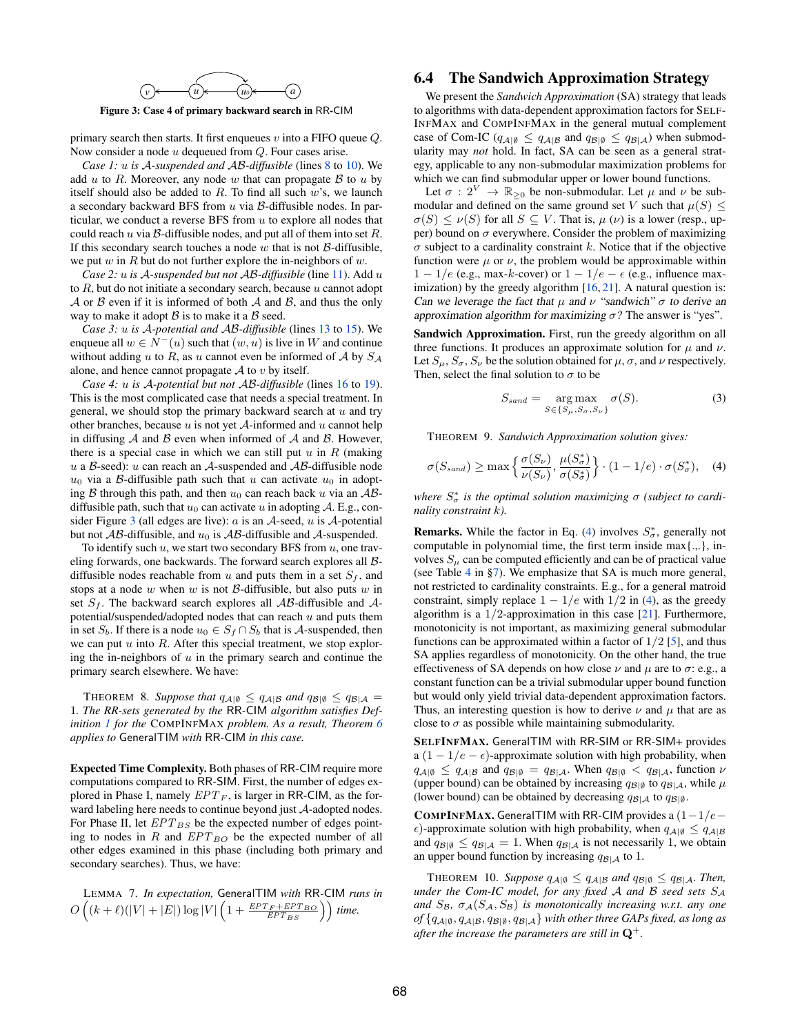Figure 3: Case 4 of primary backward search in RR-CIM

primary search then starts. It first enqueues $v$ into a FIFO queue $Q$. Now consider a node $u$ dequeued from $Q$. Four cases arise.

*Case 1: $u$ is $\mathcal{A}$-suspended and $\mathcal{AB}$-diffusible* (lines 8 to 10). We add $u$ to $R$. Moreover, any node $w$ that can propagate $\mathcal{B}$ to $u$ by itself should also be added to $R$. To find all such $w$'s, we launch a secondary backward BFS from $u$ via $\mathcal{B}$-diffusible nodes. In particular, we conduct a reverse BFS from $u$ to explore all nodes that could reach $u$ via $\mathcal{B}$-diffusible nodes, and put all of them into set $R$. If this secondary search touches a node $w$ that is not $\mathcal{B}$-diffusible, we put $w$ in $R$ but do not further explore the in-neighbors of $w$.

*Case 2: $u$ is $\mathcal{A}$-suspended but not $\mathcal{AB}$-diffusible* (line 11). Add $u$ to $R$, but do not initiate a secondary search, because $u$ cannot adopt $\mathcal{A}$ or $\mathcal{B}$ even if it is informed of both $\mathcal{A}$ and $\mathcal{B}$, and thus the only way to make it adopt $\mathcal{B}$ is to make it a $\mathcal{B}$ seed.

*Case 3: $u$ is $\mathcal{A}$-potential and $\mathcal{AB}$-diffusible* (lines 13 to 15). We enqueue all $w \in N^-(u)$ such that $(w, u)$ is live in $W$ and continue without adding $u$ to $R$, as $u$ cannot even be informed of $\mathcal{A}$ by $S_\mathcal{A}$ alone, and hence cannot propagate $\mathcal{A}$ to $v$ by itself.

*Case 4: $u$ is $\mathcal{A}$-potential but not $\mathcal{AB}$-diffusible* (lines 16 to 19). This is the most complicated case that needs a special treatment. In general, we should stop the primary backward search at $u$ and try other branches, because $u$ is not yet $\mathcal{A}$-informed and $u$ cannot help in diffusing $\mathcal{A}$ and $\mathcal{B}$ even when informed of $\mathcal{A}$ and $\mathcal{B}$. However, there is a special case in which we can still put $u$ in $R$ (making $u$ a $\mathcal{B}$-seed): $u$ can reach an $\mathcal{A}$-suspended and $\mathcal{AB}$-diffusible node $u_0$ via a $\mathcal{B}$-diffusible path such that $u$ can activate $u_0$ in adopting $\mathcal{B}$ through this path, and then $u_0$ can reach back $u$ via an $\mathcal{AB}$-diffusible path, such that $u_0$ can activate $u$ in adopting $\mathcal{A}$. E.g., consider Figure 3 (all edges are live): $a$ is an $\mathcal{A}$-seed, $u$ is $\mathcal{A}$-potential but not $\mathcal{AB}$-diffusible, and $u_0$ is $\mathcal{AB}$-diffusible and $\mathcal{A}$-suspended.

To identify such $u$, we start two secondary BFS from $u$, one traveling forwards, one backwards. The forward search explores all $\mathcal{B}$-diffusible nodes reachable from $u$ and puts them in a set $S_f$, and stops at a node $w$ when $w$ is not $\mathcal{B}$-diffusible, but also puts $w$ in set $S_f$. The backward search explores all $\mathcal{AB}$-diffusible and $\mathcal{A}$-potential/suspended/adopted nodes that can reach $u$ and puts them in set $S_b$. If there is a node $u_0 \in S_f \cap S_b$ that is $\mathcal{A}$-suspended, then we can put $u$ into $R$. After this special treatment, we stop exploring the in-neighbors of $u$ in the primary search and continue the primary search elsewhere. We have:

THEOREM 8. *Suppose that $q_{\mathcal{A}|\emptyset} \le q_{\mathcal{A}|\mathcal{B}}$ and $q_{\mathcal{B}|\emptyset} \le q_{\mathcal{B}|\mathcal{A}} = 1$. The RR-sets generated by the* RR-CIM *algorithm satisfies Definition 1 for the* CompInfMax *problem. As a result, Theorem 6 applies to* GeneralTIM *with* RR-CIM *in this case.*

**Expected Time Complexity.** Both phases of RR-CIM require more computations compared to RR-SIM. First, the number of edges explored in Phase I, namely $EPT_F$, is larger in RR-CIM, as the forward labeling here needs to continue beyond just $\mathcal{A}$-adopted nodes. For Phase II, let $EPT_{BS}$ be the expected number of edges pointing to nodes in $R$ and $EPT_{BO}$ be the expected number of all other edges examined in this phase (including both primary and secondary searches). Thus, we have:

LEMMA 7. *In expectation,* GeneralTIM *with* RR-CIM *runs in* $O\left((k+\ell)(|V|+|E|)\log|V|\left(1+\frac{EPT_F+EPT_{BO}}{EPT_{BS}}\right)\right)$ *time.*

## 6.4 The Sandwich Approximation Strategy

We present the *Sandwich Approximation* (SA) strategy that leads to algorithms with data-dependent approximation factors for SelfInfMax and CompInfMax in the general mutual complement case of Com-IC ($q_{\mathcal{A}|\emptyset} \le q_{\mathcal{A}|\mathcal{B}}$ and $q_{\mathcal{B}|\emptyset} \le q_{\mathcal{B}|\mathcal{A}}$) when submodularity may *not* hold. In fact, SA can be seen as a general strategy, applicable to any non-submodular maximization problems for which we can find submodular upper or lower bound functions.

Let $\sigma : 2^V \to \mathbb{R}_{\ge 0}$ be non-submodular. Let $\mu$ and $\nu$ be submodular and defined on the same ground set $V$ such that $\mu(S) \le \sigma(S) \le \nu(S)$ for all $S \subseteq V$. That is, $\mu$ ($\nu$) is a lower (resp., upper) bound on $\sigma$ everywhere. Consider the problem of maximizing $\sigma$ subject to a cardinality constraint $k$. Notice that if the objective function were $\mu$ or $\nu$, the problem would be approximable within $1-1/e$ (e.g., max-$k$-cover) or $1-1/e-\epsilon$ (e.g., influence maximization) by the greedy algorithm [16, 21]. A natural question is: *Can we leverage the fact that $\mu$ and $\nu$ "sandwich" $\sigma$ to derive an approximation algorithm for maximizing $\sigma$?* The answer is "yes".

**Sandwich Approximation.** First, run the greedy algorithm on all three functions. It produces an approximate solution for $\mu$ and $\nu$. Let $S_\mu$, $S_\sigma$, $S_\nu$ be the solution obtained for $\mu$, $\sigma$, and $\nu$ respectively. Then, select the final solution to $\sigma$ to be

$$S_{sand} = \underset{S \in \{S_\mu, S_\sigma, S_\nu\}}{\arg\max} \ \sigma(S). \tag{3}$$

THEOREM 9. *Sandwich Approximation solution gives:*

$$\sigma(S_{sand}) \ge \max\left\{\frac{\sigma(S_\nu)}{\nu(S_\nu)}, \frac{\mu(S^*_\sigma)}{\sigma(S^*_\sigma)}\right\} \cdot (1-1/e) \cdot \sigma(S^*_\sigma), \tag{4}$$

*where $S^*_\sigma$ is the optimal solution maximizing $\sigma$ (subject to cardinality constraint $k$).*

**Remarks.** While the factor in Eq. (4) involves $S^*_\sigma$, generally not computable in polynomial time, the first term inside $\max\{.,.\}$, involves $S_\mu$ can be computed efficiently and can be of practical value (see Table 4 in §7). We emphasize that SA is much more general, not restricted to cardinality constraints. E.g., for a general matroid constraint, simply replace $1-1/e$ with $1/2$ in (4), as the greedy algorithm is a $1/2$-approximation in this case [21]. Furthermore, monotonicity is not important, as maximizing general submodular functions can be approximated within a factor of $1/2$ [5], and thus SA applies regardless of monotonicity. On the other hand, the true effectiveness of SA depends on how close $\nu$ and $\mu$ are to $\sigma$: e.g., a constant function can be a trivial submodular upper bound function but would only yield trivial data-dependent approximation factors. Thus, an interesting question is how to derive $\nu$ and $\mu$ that are as close to $\sigma$ as possible while maintaining submodularity.

**SelfInfMax.** GeneralTIM with RR-SIM or RR-SIM+ provides a $(1-1/e-\epsilon)$-approximate solution with high probability, when $q_{\mathcal{A}|\emptyset} \le q_{\mathcal{A}|\mathcal{B}}$ and $q_{\mathcal{B}|\emptyset} = q_{\mathcal{B}|\mathcal{A}}$. When $q_{\mathcal{B}|\emptyset} < q_{\mathcal{B}|\mathcal{A}}$, function $\nu$ (upper bound) can be obtained by increasing $q_{\mathcal{B}|\emptyset}$ to $q_{\mathcal{B}|\mathcal{A}}$, while $\mu$ (lower bound) can be obtained by decreasing $q_{\mathcal{B}|\mathcal{A}}$ to $q_{\mathcal{B}|\emptyset}$.

**CompInfMax.** GeneralTIM with RR-CIM provides a $(1-1/e-\epsilon)$-approximate solution with high probability, when $q_{\mathcal{A}|\emptyset} \le q_{\mathcal{A}|\mathcal{B}}$ and $q_{\mathcal{B}|\emptyset} \le q_{\mathcal{B}|\mathcal{A}} = 1$. When $q_{\mathcal{B}|\mathcal{A}}$ is not necessarily 1, we obtain an upper bound function by increasing $q_{\mathcal{B}|\mathcal{A}}$ to 1.

THEOREM 10. *Suppose $q_{\mathcal{A}|\emptyset} \le q_{\mathcal{A}|\mathcal{B}}$ and $q_{\mathcal{B}|\emptyset} \le q_{\mathcal{B}|\mathcal{A}}$. Then, under the Com-IC model, for any fixed $\mathcal{A}$ and $\mathcal{B}$ seed sets $S_\mathcal{A}$ and $S_\mathcal{B}$, $\sigma_\mathcal{A}(S_\mathcal{A}, S_\mathcal{B})$ is monotonically increasing w.r.t. any one of $\{q_{\mathcal{A}|\emptyset}, q_{\mathcal{A}|\mathcal{B}}, q_{\mathcal{B}|\emptyset}, q_{\mathcal{B}|\mathcal{A}}\}$ with other three GAPs fixed, as long as after the increase the parameters are still in $\mathbf{Q}^+$.*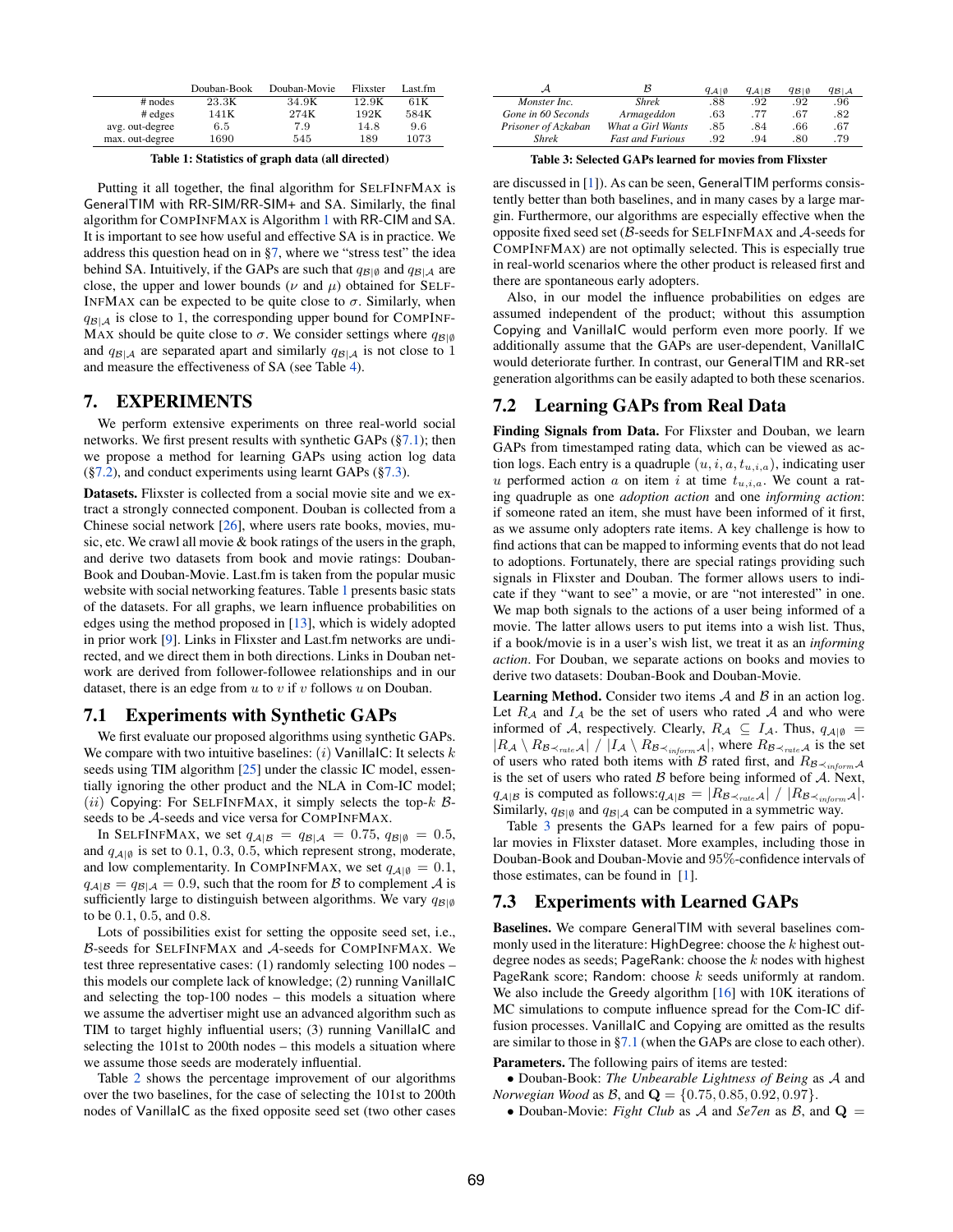|  | Douban-Book | Douban-Movie | Flixster | Last.fm |
|---|---|---|---|---|
| # nodes | 23.3K | 34.9K | 12.9K | 61K |
| # edges | 141K | 274K | 192K | 584K |
| avg. out-degree | 6.5 | 7.9 | 14.8 | 9.6 |
| max. out-degree | 1690 | 545 | 189 | 1073 |

**Table 1: Statistics of graph data (all directed)**

Putting it all together, the final algorithm for SELFINFMAX is GeneralTIM with RR-SIM/RR-SIM+ and SA. Similarly, the final algorithm for COMPINFMAX is Algorithm 1 with RR-CIM and SA. It is important to see how useful and effective SA is in practice. We address this question head on in §7, where we "stress test" the idea behind SA. Intuitively, if the GAPs are such that $q_{\mathcal{B}|\emptyset}$ and $q_{\mathcal{B}|\mathcal{A}}$ are close, the upper and lower bounds ($\nu$ and $\mu$) obtained for SELFINFMAX can be expected to be quite close to $\sigma$. Similarly, when $q_{\mathcal{B}|\mathcal{A}}$ is close to 1, the corresponding upper bound for COMPINFMAX should be quite close to $\sigma$. We consider settings where $q_{\mathcal{B}|\emptyset}$ and $q_{\mathcal{B}|\mathcal{A}}$ are separated apart and similarly $q_{\mathcal{B}|\mathcal{A}}$ is not close to 1 and measure the effectiveness of SA (see Table 4).

# 7. EXPERIMENTS

We perform extensive experiments on three real-world social networks. We first present results with synthetic GAPs (§7.1); then we propose a method for learning GAPs using action log data (§7.2), and conduct experiments using learnt GAPs (§7.3).

**Datasets.** Flixster is collected from a social movie site and we extract a strongly connected component. Douban is collected from a Chinese social network [26], where users rate books, movies, music, etc. We crawl all movie & book ratings of the users in the graph, and derive two datasets from book and movie ratings: Douban-Book and Douban-Movie. Last.fm is taken from the popular music website with social networking features. Table 1 presents basic stats of the datasets. For all graphs, we learn influence probabilities on edges using the method proposed in [13], which is widely adopted in prior work [9]. Links in Flixster and Last.fm networks are undirected, and we direct them in both directions. Links in Douban network are derived from follower-followee relationships and in our dataset, there is an edge from $u$ to $v$ if $v$ follows $u$ on Douban.

## 7.1 Experiments with Synthetic GAPs

We first evaluate our proposed algorithms using synthetic GAPs. We compare with two intuitive baselines: $(i)$ VanillaIC: It selects $k$ seeds using TIM algorithm [25] under the classic IC model, essentially ignoring the other product and the NLA in Com-IC model; $(ii)$ Copying: For SELFINFMAX, it simply selects the top-$k$ $\mathcal{B}$-seeds to be $\mathcal{A}$-seeds and vice versa for COMPINFMAX.

In SELFINFMAX, we set $q_{\mathcal{A}|\mathcal{B}} = q_{\mathcal{B}|\mathcal{A}} = 0.75$, $q_{\mathcal{B}|\emptyset} = 0.5$, and $q_{\mathcal{A}|\emptyset}$ is set to 0.1, 0.3, 0.5, which represent strong, moderate, and low complementarity. In COMPINFMAX, we set $q_{\mathcal{A}|\emptyset} = 0.1$, $q_{\mathcal{A}|\mathcal{B}} = q_{\mathcal{B}|\mathcal{A}} = 0.9$, such that the room for $\mathcal{B}$ to complement $\mathcal{A}$ is sufficiently large to distinguish between algorithms. We vary $q_{\mathcal{B}|\emptyset}$ to be 0.1, 0.5, and 0.8.

Lots of possibilities exist for setting the opposite seed set, i.e., $\mathcal{B}$-seeds for SELFINFMAX and $\mathcal{A}$-seeds for COMPINFMAX. We test three representative cases: (1) randomly selecting 100 nodes – this models our complete lack of knowledge; (2) running VanillaIC and selecting the top-100 nodes – this models a situation where we assume the advertiser might use an advanced algorithm such as TIM to target highly influential users; (3) running VanillaIC and selecting the 101st to 200th nodes – this models a situation where we assume those seeds are moderately influential.

Table 2 shows the percentage improvement of our algorithms over the two baselines, for the case of selecting the 101st to 200th nodes of VanillaIC as the fixed opposite seed set (two other cases are discussed in [1]). As can be seen, GeneralTIM performs consistently better than both baselines, and in many cases by a large margin. Furthermore, our algorithms are especially effective when the opposite fixed seed set ($\mathcal{B}$-seeds for SELFINFMAX and $\mathcal{A}$-seeds for COMPINFMAX) are not optimally selected. This is especially true in real-world scenarios where the other product is released first and there are spontaneous early adopters.

Also, in our model the influence probabilities on edges are assumed independent of the product; without this assumption Copying and VanillaIC would perform even more poorly. If we additionally assume that the GAPs are user-dependent, VanillaIC would deteriorate further. In contrast, our GeneralTIM and RR-set generation algorithms can be easily adapted to both these scenarios.

| $\mathcal{A}$ | $\mathcal{B}$ | $q_{\mathcal{A}\|\emptyset}$ | $q_{\mathcal{A}\|\mathcal{B}}$ | $q_{\mathcal{B}\|\emptyset}$ | $q_{\mathcal{B}\|\mathcal{A}}$ |
|---|---|---|---|---|---|
| *Monster Inc.* | *Shrek* | .88 | .92 | .92 | .96 |
| *Gone in 60 Seconds* | *Armageddon* | .63 | .77 | .67 | .82 |
| *Prisoner of Azkaban* | *What a Girl Wants* | .85 | .84 | .66 | .67 |
| *Shrek* | *Fast and Furious* | .92 | .94 | .80 | .79 |

**Table 3: Selected GAPs learned for movies from Flixster**

## 7.2 Learning GAPs from Real Data

**Finding Signals from Data.** For Flixster and Douban, we learn GAPs from timestamped rating data, which can be viewed as action logs. Each entry is a quadruple $(u, i, a, t_{u,i,a})$, indicating user $u$ performed action $a$ on item $i$ at time $t_{u,i,a}$. We count a rating quadruple as one *adoption action* and one *informing action*: if someone rated an item, she must have been informed of it first, as we assume only adopters rate items. A key challenge is how to find actions that can be mapped to informing events that do not lead to adoptions. Fortunately, there are special ratings providing such signals in Flixster and Douban. The former allows users to indicate if they "want to see" a movie, or are "not interested" in one. We map both signals to the actions of a user being informed of a movie. The latter allows users to put items into a wish list. Thus, if a book/movie is in a user's wish list, we treat it as an *informing action*. For Douban, we separate actions on books and movies to derive two datasets: Douban-Book and Douban-Movie.

**Learning Method.** Consider two items $\mathcal{A}$ and $\mathcal{B}$ in an action log. Let $R_{\mathcal{A}}$ and $I_{\mathcal{A}}$ be the set of users who rated $\mathcal{A}$ and who were informed of $\mathcal{A}$, respectively. Clearly, $R_{\mathcal{A}} \subseteq I_{\mathcal{A}}$. Thus, $q_{\mathcal{A}|\emptyset} = |R_{\mathcal{A}} \setminus R_{\mathcal{B} \prec_{rate} \mathcal{A}}| \;/\; |I_{\mathcal{A}} \setminus R_{\mathcal{B} \prec_{inform} \mathcal{A}}|$, where $R_{\mathcal{B} \prec_{rate} \mathcal{A}}$ is the set of users who rated both items with $\mathcal{B}$ rated first, and $R_{\mathcal{B} \prec_{inform} \mathcal{A}}$ is the set of users who rated $\mathcal{B}$ before being informed of $\mathcal{A}$. Next, $q_{\mathcal{A}|\mathcal{B}}$ is computed as follows: $q_{\mathcal{A}|\mathcal{B}} = |R_{\mathcal{B} \prec_{rate} \mathcal{A}}| \;/\; |R_{\mathcal{B} \prec_{inform} \mathcal{A}}|$. Similarly, $q_{\mathcal{B}|\emptyset}$ and $q_{\mathcal{B}|\mathcal{A}}$ can be computed in a symmetric way.

Table 3 presents the GAPs learned for a few pairs of popular movies in Flixster dataset. More examples, including those in Douban-Book and Douban-Movie and 95%-confidence intervals of those estimates, can be found in [1].

## 7.3 Experiments with Learned GAPs

**Baselines.** We compare GeneralTIM with several baselines commonly used in the literature: HighDegree: choose the $k$ highest outdegree nodes as seeds; PageRank: choose the $k$ nodes with highest PageRank score; Random: choose $k$ seeds uniformly at random. We also include the Greedy algorithm [16] with 10K iterations of MC simulations to compute influence spread for the Com-IC diffusion processes. VanillaIC and Copying are omitted as the results are similar to those in §7.1 (when the GAPs are close to each other).

**Parameters.** The following pairs of items are tested:

- Douban-Book: *The Unbearable Lightness of Being* as $\mathcal{A}$ and *Norwegian Wood* as $\mathcal{B}$, and $\mathbf{Q} = \{0.75, 0.85, 0.92, 0.97\}$.
- Douban-Movie: *Fight Club* as $\mathcal{A}$ and *Se7en* as $\mathcal{B}$, and $\mathbf{Q} =$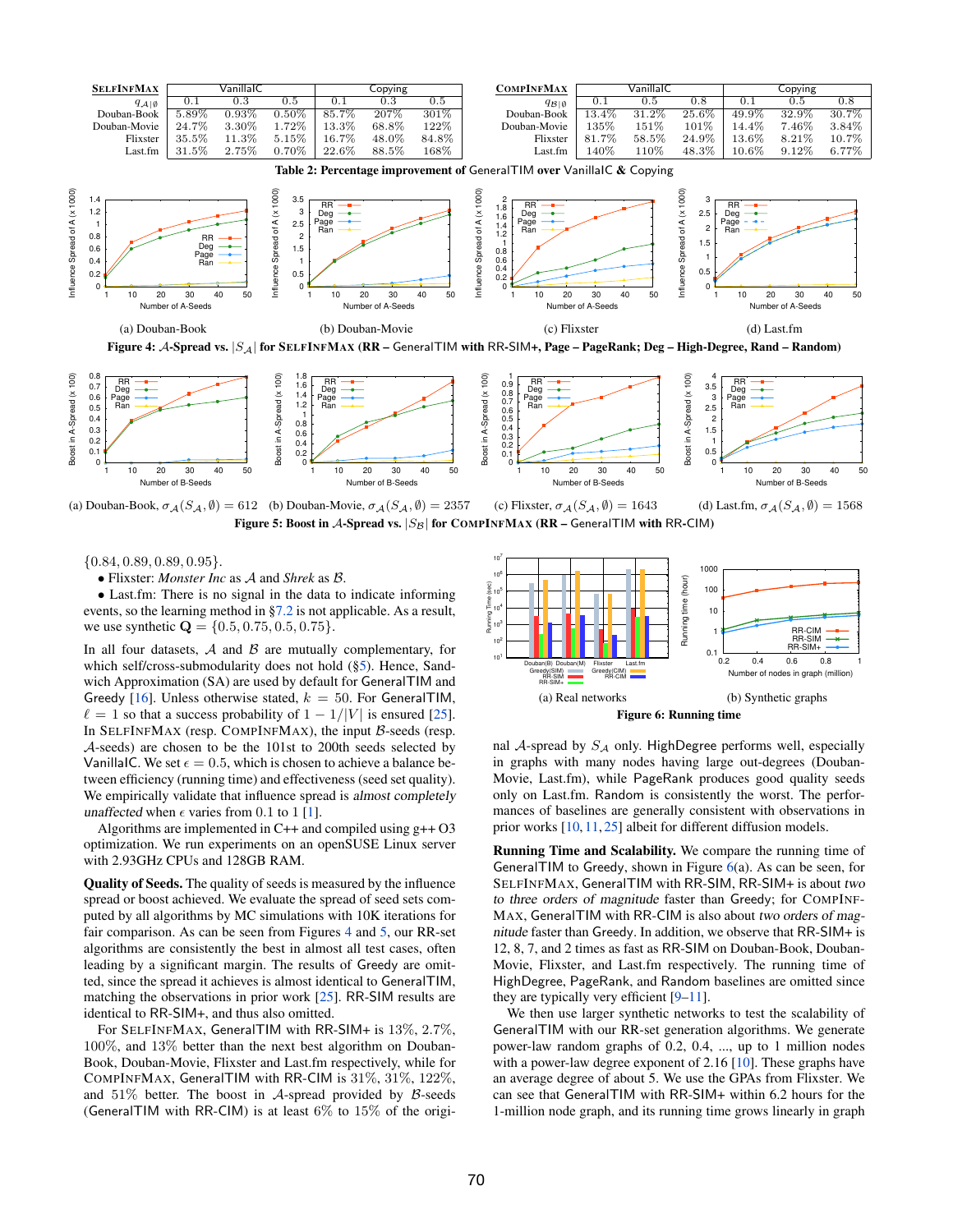| SelfInfMax | VanillaIC | | | Copying | | |
|---|---|---|---|---|---|---|
| $q_{\mathcal{A}\|\emptyset}$ | 0.1 | 0.3 | 0.5 | 0.1 | 0.3 | 0.5 |
| Douban-Book | 5.89% | 0.93% | 0.50% | 85.7% | 207% | 301% |
| Douban-Movie | 24.7% | 3.30% | 1.72% | 13.3% | 68.8% | 122% |
| Flixster | 35.5% | 11.3% | 5.15% | 16.7% | 48.0% | 84.8% |
| Last.fm | 31.5% | 2.75% | 0.70% | 22.6% | 88.5% | 168% |

| CompInfMax | VanillaIC | | | Copying | | |
|---|---|---|---|---|---|---|
| $q_{\mathcal{B}\|\emptyset}$ | 0.1 | 0.5 | 0.8 | 0.1 | 0.5 | 0.8 |
| Douban-Book | 13.4% | 31.2% | 25.6% | 49.9% | 32.9% | 30.7% |
| Douban-Movie | 135% | 151% | 101% | 14.4% | 7.46% | 3.84% |
| Flixster | 81.7% | 58.5% | 24.9% | 13.6% | 8.21% | 10.7% |
| Last.fm | 140% | 110% | 48.3% | 10.6% | 9.12% | 6.77% |

**Table 2: Percentage improvement of GeneralTIM over VanillaIC & Copying**

(a) Douban-Book (b) Douban-Movie (c) Flixster (d) Last.fm

**Figure 4: $\mathcal{A}$-Spread vs. $|S_{\mathcal{A}}|$ for SelfInfMax (RR – GeneralTIM with RR-SIM+, Page – PageRank; Deg – High-Degree, Rand – Random)**

(a) Douban-Book, $\sigma_{\mathcal{A}}(S_{\mathcal{A}}, \emptyset) = 612$ (b) Douban-Movie, $\sigma_{\mathcal{A}}(S_{\mathcal{A}}, \emptyset) = 2357$ (c) Flixster, $\sigma_{\mathcal{A}}(S_{\mathcal{A}}, \emptyset) = 1643$ (d) Last.fm, $\sigma_{\mathcal{A}}(S_{\mathcal{A}}, \emptyset) = 1568$

**Figure 5: Boost in $\mathcal{A}$-Spread vs. $|S_{\mathcal{B}}|$ for CompInfMax (RR – GeneralTIM with RR-CIM)**

$\{0.84, 0.89, 0.89, 0.95\}$.

- Flixster: *Monster Inc* as $\mathcal{A}$ and *Shrek* as $\mathcal{B}$.
- Last.fm: There is no signal in the data to indicate informing events, so the learning method in §7.2 is not applicable. As a result, we use synthetic $\mathbf{Q} = \{0.5, 0.75, 0.5, 0.75\}$.

In all four datasets, $\mathcal{A}$ and $\mathcal{B}$ are mutually complementary, for which self/cross-submodularity does not hold (§5). Hence, Sandwich Approximation (SA) are used by default for GeneralTIM and Greedy [16]. Unless otherwise stated, $k = 50$. For GeneralTIM, $\ell = 1$ so that a success probability of $1 - 1/|V|$ is ensured [25]. In SelfInfMax (resp. CompInfMax), the input $\mathcal{B}$-seeds (resp. $\mathcal{A}$-seeds) are chosen to be the 101st to 200th seeds selected by VanillaIC. We set $\epsilon = 0.5$, which is chosen to achieve a balance between efficiency (running time) and effectiveness (seed set quality). We empirically validate that influence spread is *almost completely unaffected* when $\epsilon$ varies from 0.1 to 1 [1].

Algorithms are implemented in C++ and compiled using g++ O3 optimization. We run experiments on an openSUSE Linux server with 2.93GHz CPUs and 128GB RAM.

**Quality of Seeds.** The quality of seeds is measured by the influence spread or boost achieved. We evaluate the spread of seed sets computed by all algorithms by MC simulations with 10K iterations for fair comparison. As can be seen from Figures 4 and 5, our RR-set algorithms are consistently the best in almost all test cases, often leading by a significant margin. The results of Greedy are omitted, since the spread it achieves is almost identical to GeneralTIM, matching the observations in prior work [25]. RR-SIM results are identical to RR-SIM+, and thus also omitted.

For SelfInfMax, GeneralTIM with RR-SIM+ is 13%, 2.7%, 100%, and 13% better than the next best algorithm on Douban-Book, Douban-Movie, Flixster and Last.fm respectively, while for CompInfMax, GeneralTIM with RR-CIM is 31%, 31%, 122%, and 51% better. The boost in $\mathcal{A}$-spread provided by $\mathcal{B}$-seeds (GeneralTIM with RR-CIM) is at least 6% to 15% of the original $\mathcal{A}$-spread by $S_{\mathcal{A}}$ only. HighDegree performs well, especially in graphs with many nodes having large out-degrees (Douban-Movie, Last.fm), while PageRank produces good quality seeds only on Last.fm. Random is consistently the worst. The performances of baselines are generally consistent with observations in prior works [10, 11, 25] albeit for different diffusion models.

(a) Real networks (b) Synthetic graphs

**Figure 6: Running time**

**Running Time and Scalability.** We compare the running time of GeneralTIM to Greedy, shown in Figure 6(a). As can be seen, for SelfInfMax, GeneralTIM with RR-SIM, RR-SIM+ is about *two to three orders of magnitude* faster than Greedy; for CompInfMax, GeneralTIM with RR-CIM is also about *two orders of magnitude* faster than Greedy. In addition, we observe that RR-SIM+ is 12, 8, 7, and 2 times as fast as RR-SIM on Douban-Book, Douban-Movie, Flixster, and Last.fm respectively. The running time of HighDegree, PageRank, and Random baselines are omitted since they are typically very efficient [9–11].

We then use larger synthetic networks to test the scalability of GeneralTIM with our RR-set generation algorithms. We generate power-law random graphs of 0.2, 0.4, ..., up to 1 million nodes with a power-law degree exponent of 2.16 [10]. These graphs have an average degree of about 5. We use the GPAs from Flixster. We can see that GeneralTIM with RR-SIM+ within 6.2 hours for the 1-million node graph, and its running time grows linearly in graph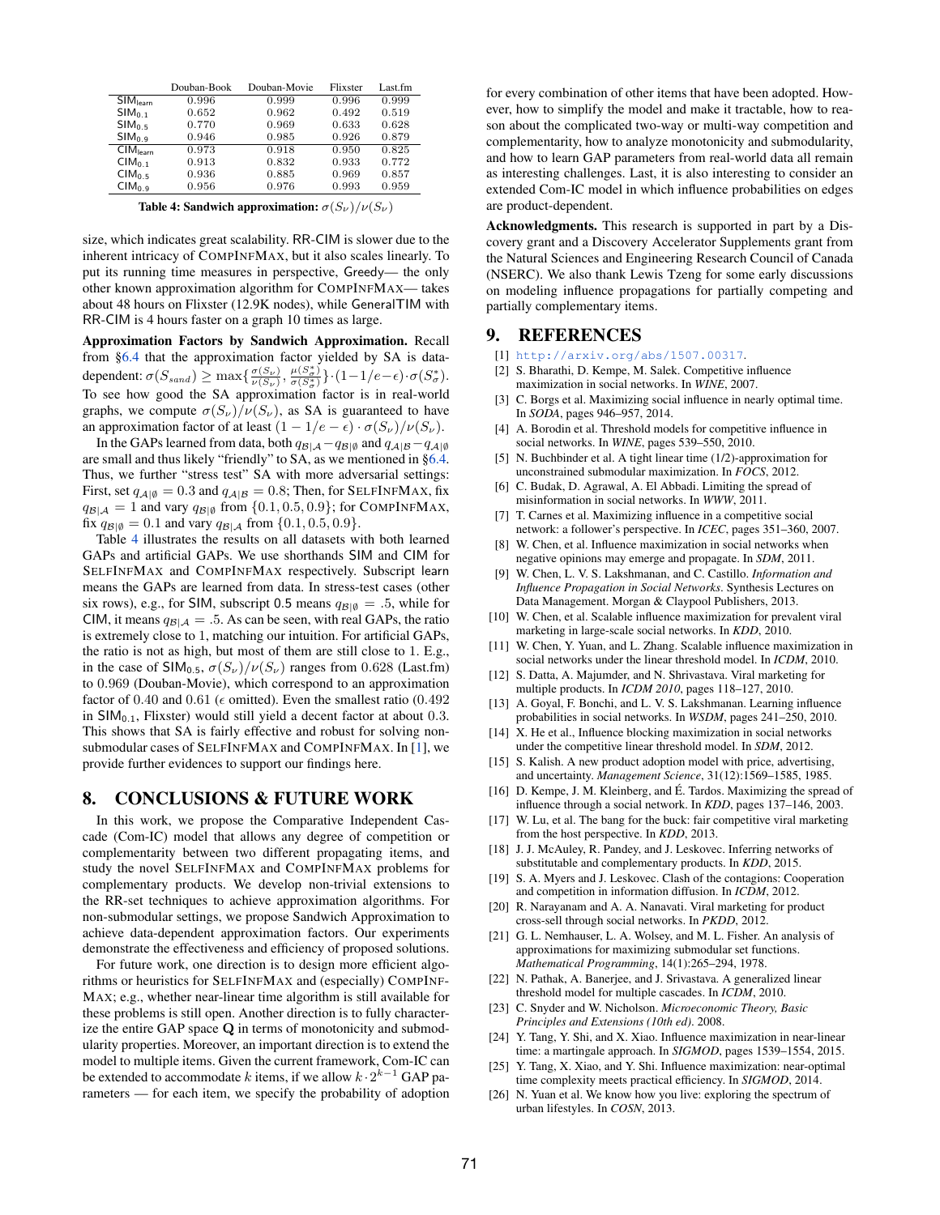| | Douban-Book | Douban-Movie | Flixster | Last.fm |
|---|---|---|---|---|
| $\mathsf{SIM}_{\mathsf{learn}}$ | 0.996 | 0.999 | 0.996 | 0.999 |
| $\mathsf{SIM}_{0.1}$ | 0.652 | 0.962 | 0.492 | 0.519 |
| $\mathsf{SIM}_{0.5}$ | 0.770 | 0.969 | 0.633 | 0.628 |
| $\mathsf{SIM}_{0.9}$ | 0.946 | 0.985 | 0.926 | 0.879 |
| $\mathsf{CIM}_{\mathsf{learn}}$ | 0.973 | 0.918 | 0.950 | 0.825 |
| $\mathsf{CIM}_{0.1}$ | 0.913 | 0.832 | 0.933 | 0.772 |
| $\mathsf{CIM}_{0.5}$ | 0.936 | 0.885 | 0.969 | 0.857 |
| $\mathsf{CIM}_{0.9}$ | 0.956 | 0.976 | 0.993 | 0.959 |

**Table 4: Sandwich approximation:** $\sigma(S_\nu)/\nu(S_\nu)$

size, which indicates great scalability. RR-CIM is slower due to the inherent intricacy of COMPINFMAX, but it also scales linearly. To put its running time measures in perspective, Greedy— the only other known approximation algorithm for COMPINFMAX— takes about 48 hours on Flixster (12.9K nodes), while GeneralTIM with RR-CIM is 4 hours faster on a graph 10 times as large.

**Approximation Factors by Sandwich Approximation.** Recall from §6.4 that the approximation factor yielded by SA is data-dependent: $\sigma(S_{sand}) \geq \max\{\frac{\sigma(S_\nu)}{\nu(S_\nu)}, \frac{\mu(S_\sigma^*)}{\sigma(S_\sigma^*)}\}\cdot(1-1/e-\epsilon)\cdot\sigma(S_\sigma^*)$. To see how good the SA approximation factor is in real-world graphs, we compute $\sigma(S_\nu)/\nu(S_\nu)$, as SA is guaranteed to have an approximation factor of at least $(1-1/e-\epsilon)\cdot\sigma(S_\nu)/\nu(S_\nu)$.

In the GAPs learned from data, both $q_{\mathcal{B}|\mathcal{A}} - q_{\mathcal{B}|\emptyset}$ and $q_{\mathcal{A}|\mathcal{B}} - q_{\mathcal{A}|\emptyset}$ are small and thus likely "friendly" to SA, as we mentioned in §6.4. Thus, we further "stress test" SA with more adversarial settings: First, set $q_{\mathcal{A}|\emptyset} = 0.3$ and $q_{\mathcal{A}|\mathcal{B}} = 0.8$; Then, for SELFINFMAX, fix $q_{\mathcal{B}|\mathcal{A}} = 1$ and vary $q_{\mathcal{B}|\emptyset}$ from $\{0.1, 0.5, 0.9\}$; for COMPINFMAX, fix $q_{\mathcal{B}|\emptyset} = 0.1$ and vary $q_{\mathcal{B}|\mathcal{A}}$ from $\{0.1, 0.5, 0.9\}$.

Table 4 illustrates the results on all datasets with both learned GAPs and artificial GAPs. We use shorthands SIM and CIM for SELFINFMAX and COMPINFMAX respectively. Subscript learn means the GAPs are learned from data. In stress-test cases (other six rows), e.g., for SIM, subscript 0.5 means $q_{\mathcal{B}|\emptyset} = .5$, while for CIM, it means $q_{\mathcal{B}|\mathcal{A}} = .5$. As can be seen, with real GAPs, the ratio is extremely close to 1, matching our intuition. For artificial GAPs, the ratio is not as high, but most of them are still close to 1. E.g., in the case of $\mathsf{SIM}_{0.5}$, $\sigma(S_\nu)/\nu(S_\nu)$ ranges from 0.628 (Last.fm) to 0.969 (Douban-Movie), which correspond to an approximation factor of 0.40 and 0.61 ($\epsilon$ omitted). Even the smallest ratio (0.492 in $\mathsf{SIM}_{0.1}$, Flixster) would still yield a decent factor at about 0.3. This shows that SA is fairly effective and robust for solving non-submodular cases of SELFINFMAX and COMPINFMAX. In [1], we provide further evidences to support our findings here.

## 8. CONCLUSIONS & FUTURE WORK

In this work, we propose the Comparative Independent Cascade (Com-IC) model that allows any degree of competition or complementarity between two different propagating items, and study the novel SELFINFMAX and COMPINFMAX problems for complementary products. We develop non-trivial extensions to the RR-set techniques to achieve approximation algorithms. For non-submodular settings, we propose Sandwich Approximation to achieve data-dependent approximation factors. Our experiments demonstrate the effectiveness and efficiency of proposed solutions.

For future work, one direction is to design more efficient algorithms or heuristics for SELFINFMAX and (especially) COMPINFMAX; e.g., whether near-linear time algorithm is still available for these problems is still open. Another direction is to fully characterize the entire GAP space $\mathbf{Q}$ in terms of monotonicity and submodularity properties. Moreover, an important direction is to extend the model to multiple items. Given the current framework, Com-IC can be extended to accommodate $k$ items, if we allow $k \cdot 2^{k-1}$ GAP parameters — for each item, we specify the probability of adoption for every combination of other items that have been adopted. However, how to simplify the model and make it tractable, how to reason about the complicated two-way or multi-way competition and complementarity, how to analyze monotonicity and submodularity, and how to learn GAP parameters from real-world data all remain as interesting challenges. Last, it is also interesting to consider an extended Com-IC model in which influence probabilities on edges are product-dependent.

**Acknowledgments.** This research is supported in part by a Discovery grant and a Discovery Accelerator Supplements grant from the Natural Sciences and Engineering Research Council of Canada (NSERC). We also thank Lewis Tzeng for some early discussions on modeling influence propagations for partially competing and partially complementary items.

## 9. REFERENCES

[1] http://arxiv.org/abs/1507.00317.

[2] S. Bharathi, D. Kempe, M. Salek. Competitive influence maximization in social networks. In *WINE*, 2007.

[3] C. Borgs et al. Maximizing social influence in nearly optimal time. In *SODA*, pages 946–957, 2014.

[4] A. Borodin et al. Threshold models for competitive influence in social networks. In *WINE*, pages 539–550, 2010.

[5] N. Buchbinder et al. A tight linear time (1/2)-approximation for unconstrained submodular maximization. In *FOCS*, 2012.

[6] C. Budak, D. Agrawal, A. El Abbadi. Limiting the spread of misinformation in social networks. In *WWW*, 2011.

[7] T. Carnes et al. Maximizing influence in a competitive social network: a follower's perspective. In *ICEC*, pages 351–360, 2007.

[8] W. Chen, et al. Influence maximization in social networks when negative opinions may emerge and propagate. In *SDM*, 2011.

[9] W. Chen, L. V. S. Lakshmanan, and C. Castillo. *Information and Influence Propagation in Social Networks*. Synthesis Lectures on Data Management. Morgan & Claypool Publishers, 2013.

[10] W. Chen, et al. Scalable influence maximization for prevalent viral marketing in large-scale social networks. In *KDD*, 2010.

[11] W. Chen, Y. Yuan, and L. Zhang. Scalable influence maximization in social networks under the linear threshold model. In *ICDM*, 2010.

[12] S. Datta, A. Majumder, and N. Shrivastava. Viral marketing for multiple products. In *ICDM 2010*, pages 118–127, 2010.

[13] A. Goyal, F. Bonchi, and L. V. S. Lakshmanan. Learning influence probabilities in social networks. In *WSDM*, pages 241–250, 2010.

[14] X. He et al., Influence blocking maximization in social networks under the competitive linear threshold model. In *SDM*, 2012.

[15] S. Kalish. A new product adoption model with price, advertising, and uncertainty. *Management Science*, 31(12):1569–1585, 1985.

[16] D. Kempe, J. M. Kleinberg, and É. Tardos. Maximizing the spread of influence through a social network. In *KDD*, pages 137–146, 2003.

[17] W. Lu, et al. The bang for the buck: fair competitive viral marketing from the host perspective. In *KDD*, 2013.

[18] J. J. McAuley, R. Pandey, and J. Leskovec. Inferring networks of substitutable and complementary products. In *KDD*, 2015.

[19] S. A. Myers and J. Leskovec. Clash of the contagions: Cooperation and competition in information diffusion. In *ICDM*, 2012.

[20] R. Narayanam and A. A. Nanavati. Viral marketing for product cross-sell through social networks. In *PKDD*, 2012.

[21] G. L. Nemhauser, L. A. Wolsey, and M. L. Fisher. An analysis of approximations for maximizing submodular set functions. *Mathematical Programming*, 14(1):265–294, 1978.

[22] N. Pathak, A. Banerjee, and J. Srivastava. A generalized linear threshold model for multiple cascades. In *ICDM*, 2010.

[23] C. Snyder and W. Nicholson. *Microeconomic Theory, Basic Principles and Extensions (10th ed)*. 2008.

[24] Y. Tang, Y. Shi, and X. Xiao. Influence maximization in near-linear time: a martingale approach. In *SIGMOD*, pages 1539–1554, 2015.

[25] Y. Tang, X. Xiao, and Y. Shi. Influence maximization: near-optimal time complexity meets practical efficiency. In *SIGMOD*, 2014.

[26] N. Yuan et al. We know how you live: exploring the spectrum of urban lifestyles. In *COSN*, 2013.